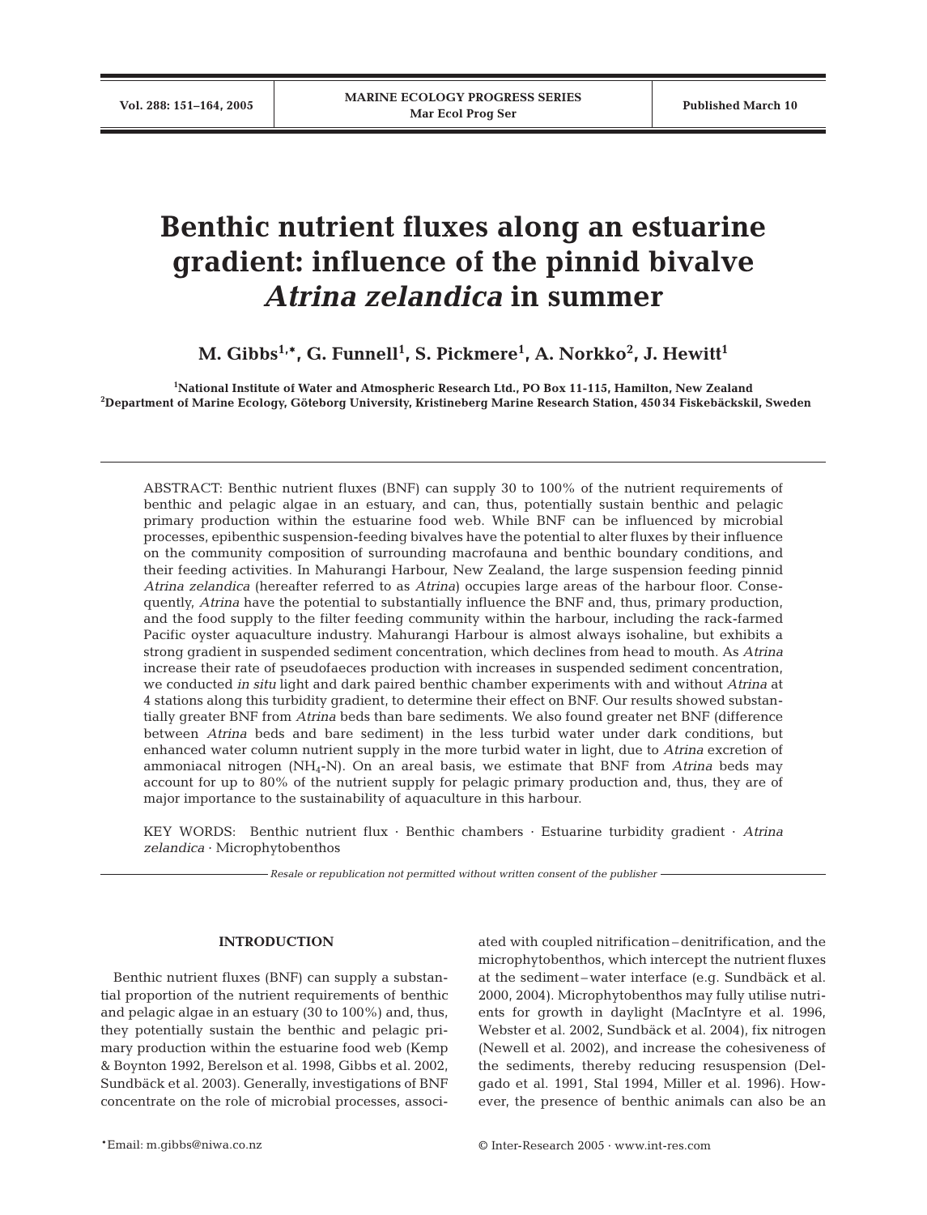# Benthic nutrient fluxes along an estuarine gradient: influence of the pinnid bivalve *Atrina zelandica* in summer

**M. Gibbs[1,*], G. Funnell[1], S. Pickmere[1], A. Norkko[2], J. Hewitt[1]**

[1]National Institute of Water and Atmospheric Research Ltd., PO Box 11-115, Hamilton, New Zealand
[2]Department of Marine Ecology, Göteborg University, Kristineberg Marine Research Station, 450 34 Fiskebäckskil, Sweden

ABSTRACT: Benthic nutrient fluxes (BNF) can supply 30 to 100% of the nutrient requirements of benthic and pelagic algae in an estuary, and can, thus, potentially sustain benthic and pelagic primary production within the estuarine food web. While BNF can be influenced by microbial processes, epibenthic suspension-feeding bivalves have the potential to alter fluxes by their influence on the community composition of surrounding macrofauna and benthic boundary conditions, and their feeding activities. In Mahurangi Harbour, New Zealand, the large suspension feeding pinnid *Atrina zelandica* (hereafter referred to as *Atrina*) occupies large areas of the harbour floor. Consequently, *Atrina* have the potential to substantially influence the BNF and, thus, primary production, and the food supply to the filter feeding community within the harbour, including the rack-farmed Pacific oyster aquaculture industry. Mahurangi Harbour is almost always isohaline, but exhibits a strong gradient in suspended sediment concentration, which declines from head to mouth. As *Atrina* increase their rate of pseudofaeces production with increases in suspended sediment concentration, we conducted *in situ* light and dark paired benthic chamber experiments with and without *Atrina* at 4 stations along this turbidity gradient, to determine their effect on BNF. Our results showed substantially greater BNF from *Atrina* beds than bare sediments. We also found greater net BNF (difference between *Atrina* beds and bare sediment) in the less turbid water under dark conditions, but enhanced water column nutrient supply in the more turbid water in light, due to *Atrina* excretion of ammoniacal nitrogen ($NH_4$-N). On an areal basis, we estimate that BNF from *Atrina* beds may account for up to 80% of the nutrient supply for pelagic primary production and, thus, they are of major importance to the sustainability of aquaculture in this harbour.

KEY WORDS: Benthic nutrient flux · Benthic chambers · Estuarine turbidity gradient · *Atrina zelandica* · Microphytobenthos

*Resale or republication not permitted without written consent of the publisher*

## INTRODUCTION

Benthic nutrient fluxes (BNF) can supply a substantial proportion of the nutrient requirements of benthic and pelagic algae in an estuary (30 to 100%) and, thus, they potentially sustain the benthic and pelagic primary production within the estuarine food web (Kemp & Boynton 1992, Berelson et al. 1998, Gibbs et al. 2002, Sundbäck et al. 2003). Generally, investigations of BNF concentrate on the role of microbial processes, associated with coupled nitrification–denitrification, and the microphytobenthos, which intercept the nutrient fluxes at the sediment–water interface (e.g. Sundbäck et al. 2000, 2004). Microphytobenthos may fully utilise nutrients for growth in daylight (MacIntyre et al. 1996, Webster et al. 2002, Sundbäck et al. 2004), fix nitrogen (Newell et al. 2002), and increase the cohesiveness of the sediments, thereby reducing resuspension (Delgado et al. 1991, Stal 1994, Miller et al. 1996). However, the presence of benthic animals can also be an

*Email: m.gibbs@niwa.co.nz

© Inter-Research 2005 · www.int-res.com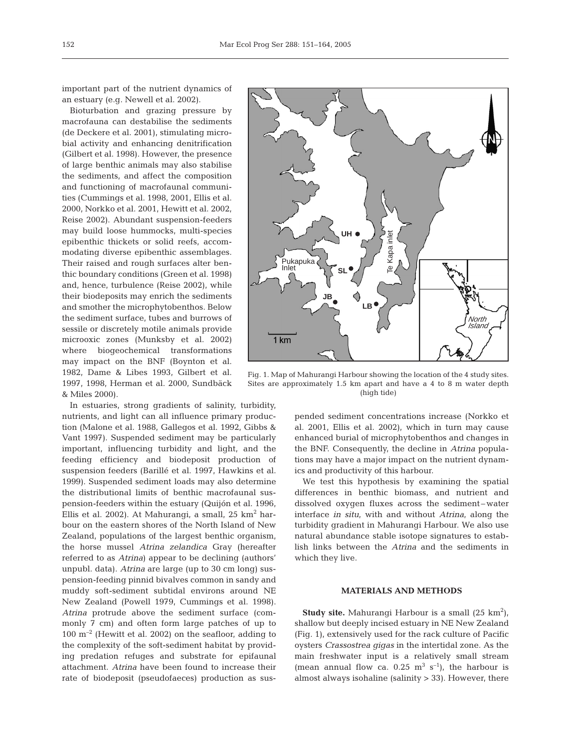important part of the nutrient dynamics of an estuary (e.g. Newell et al. 2002).

Bioturbation and grazing pressure by macrofauna can destabilise the sediments (de Deckere et al. 2001), stimulating microbial activity and enhancing denitrification (Gilbert et al. 1998). However, the presence of large benthic animals may also stabilise the sediments, and affect the composition and functioning of macrofaunal communities (Cummings et al. 1998, 2001, Ellis et al. 2000, Norkko et al. 2001, Hewitt et al. 2002, Reise 2002). Abundant suspension-feeders may build loose hummocks, multi-species epibenthic thickets or solid reefs, accommodating diverse epibenthic assemblages. Their raised and rough surfaces alter benthic boundary conditions (Green et al. 1998) and, hence, turbulence (Reise 2002), while their biodeposits may enrich the sediments and smother the microphytobenthos. Below the sediment surface, tubes and burrows of sessile or discretely motile animals provide microoxic zones (Munksby et al. 2002) where biogeochemical transformations may impact on the BNF (Boynton et al. 1982, Dame & Libes 1993, Gilbert et al. 1997, 1998, Herman et al. 2000, Sundbäck & Miles 2000).

In estuaries, strong gradients of salinity, turbidity, nutrients, and light can all influence primary production (Malone et al. 1988, Gallegos et al. 1992, Gibbs & Vant 1997). Suspended sediment may be particularly important, influencing turbidity and light, and the feeding efficiency and biodeposit production of suspension feeders (Barillé et al. 1997, Hawkins et al. 1999). Suspended sediment loads may also determine the distributional limits of benthic macrofaunal suspension-feeders within the estuary (Quijón et al. 1996, Ellis et al. 2002). At Mahurangi, a small, 25 km$^2$ harbour on the eastern shores of the North Island of New Zealand, populations of the largest benthic organism, the horse mussel *Atrina zelandica* Gray (hereafter referred to as *Atrina*) appear to be declining (authors' unpubl. data). *Atrina* are large (up to 30 cm long) suspension-feeding pinnid bivalves common in sandy and muddy soft-sediment subtidal environs around NE New Zealand (Powell 1979, Cummings et al. 1998). *Atrina* protrude above the sediment surface (commonly 7 cm) and often form large patches of up to 100 m$^{-2}$ (Hewitt et al. 2002) on the seafloor, adding to the complexity of the soft-sediment habitat by providing predation refuges and substrate for epifaunal attachment. *Atrina* have been found to increase their rate of biodeposit (pseudofaeces) production as suspended sediment concentrations increase (Norkko et al. 2001, Ellis et al. 2002), which in turn may cause enhanced burial of microphytobenthos and changes in the BNF. Consequently, the decline in *Atrina* populations may have a major impact on the nutrient dynamics and productivity of this harbour.

Fig. 1. Map of Mahurangi Harbour showing the location of the 4 study sites. Sites are approximately 1.5 km apart and have a 4 to 8 m water depth (high tide)

We test this hypothesis by examining the spatial differences in benthic biomass, and nutrient and dissolved oxygen fluxes across the sediment–water interface *in situ*, with and without *Atrina*, along the turbidity gradient in Mahurangi Harbour. We also use natural abundance stable isotope signatures to establish links between the *Atrina* and the sediments in which they live.

## MATERIALS AND METHODS

**Study site.** Mahurangi Harbour is a small (25 km$^2$), shallow but deeply incised estuary in NE New Zealand (Fig. 1), extensively used for the rack culture of Pacific oysters *Crassostrea gigas* in the intertidal zone. As the main freshwater input is a relatively small stream (mean annual flow ca. 0.25 m$^3$ s$^{-1}$), the harbour is almost always isohaline (salinity > 33). However, there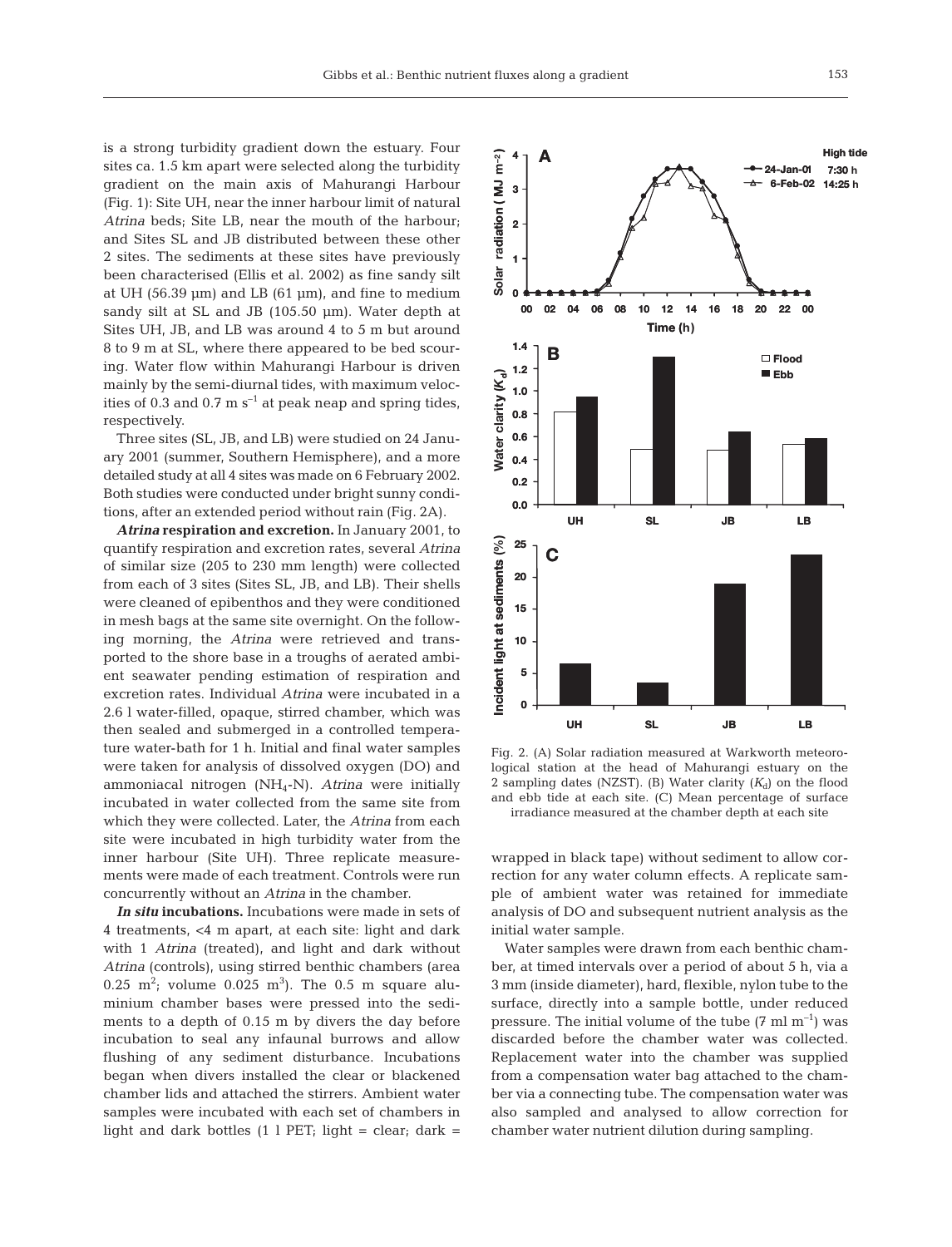is a strong turbidity gradient down the estuary. Four sites ca. 1.5 km apart were selected along the turbidity gradient on the main axis of Mahurangi Harbour (Fig. 1): Site UH, near the inner harbour limit of natural *Atrina* beds; Site LB, near the mouth of the harbour; and Sites SL and JB distributed between these other 2 sites. The sediments at these sites have previously been characterised (Ellis et al. 2002) as fine sandy silt at UH (56.39 µm) and LB (61 µm), and fine to medium sandy silt at SL and JB (105.50 µm). Water depth at Sites UH, JB, and LB was around 4 to 5 m but around 8 to 9 m at SL, where there appeared to be bed scouring. Water flow within Mahurangi Harbour is driven mainly by the semi-diurnal tides, with maximum velocities of 0.3 and 0.7 m $s^{-1}$ at peak neap and spring tides, respectively.

Three sites (SL, JB, and LB) were studied on 24 January 2001 (summer, Southern Hemisphere), and a more detailed study at all 4 sites was made on 6 February 2002. Both studies were conducted under bright sunny conditions, after an extended period without rain (Fig. 2A).

***Atrina* respiration and excretion.** In January 2001, to quantify respiration and excretion rates, several *Atrina* of similar size (205 to 230 mm length) were collected from each of 3 sites (Sites SL, JB, and LB). Their shells were cleaned of epibenthos and they were conditioned in mesh bags at the same site overnight. On the following morning, the *Atrina* were retrieved and transported to the shore base in a troughs of aerated ambient seawater pending estimation of respiration and excretion rates. Individual *Atrina* were incubated in a 2.6 l water-filled, opaque, stirred chamber, which was then sealed and submerged in a controlled temperature water-bath for 1 h. Initial and final water samples were taken for analysis of dissolved oxygen (DO) and ammoniacal nitrogen ($NH_4$-N). *Atrina* were initially incubated in water collected from the same site from which they were collected. Later, the *Atrina* from each site were incubated in high turbidity water from the inner harbour (Site UH). Three replicate measurements were made of each treatment. Controls were run concurrently without an *Atrina* in the chamber.

***In situ* incubations.** Incubations were made in sets of 4 treatments, <4 m apart, at each site: light and dark with 1 *Atrina* (treated), and light and dark without *Atrina* (controls), using stirred benthic chambers (area 0.25 $m^2$; volume 0.025 $m^3$). The 0.5 m square aluminium chamber bases were pressed into the sediments to a depth of 0.15 m by divers the day before incubation to seal any infaunal burrows and allow flushing of any sediment disturbance. Incubations began when divers installed the clear or blackened chamber lids and attached the stirrers. Ambient water samples were incubated with each set of chambers in light and dark bottles (1 l PET; light = clear; dark = wrapped in black tape) without sediment to allow correction for any water column effects. A replicate sample of ambient water was retained for immediate analysis of DO and subsequent nutrient analysis as the initial water sample.

Water samples were drawn from each benthic chamber, at timed intervals over a period of about 5 h, via a 3 mm (inside diameter), hard, flexible, nylon tube to the surface, directly into a sample bottle, under reduced pressure. The initial volume of the tube (7 ml $m^{-1}$) was discarded before the chamber water was collected. Replacement water into the chamber was supplied from a compensation water bag attached to the chamber via a connecting tube. The compensation water was also sampled and analysed to allow correction for chamber water nutrient dilution during sampling.

Fig. 2. (A) Solar radiation measured at Warkworth meteorological station at the head of Mahurangi estuary on the 2 sampling dates (NZST). (B) Water clarity ($K_d$) on the flood and ebb tide at each site. (C) Mean percentage of surface irradiance measured at the chamber depth at each site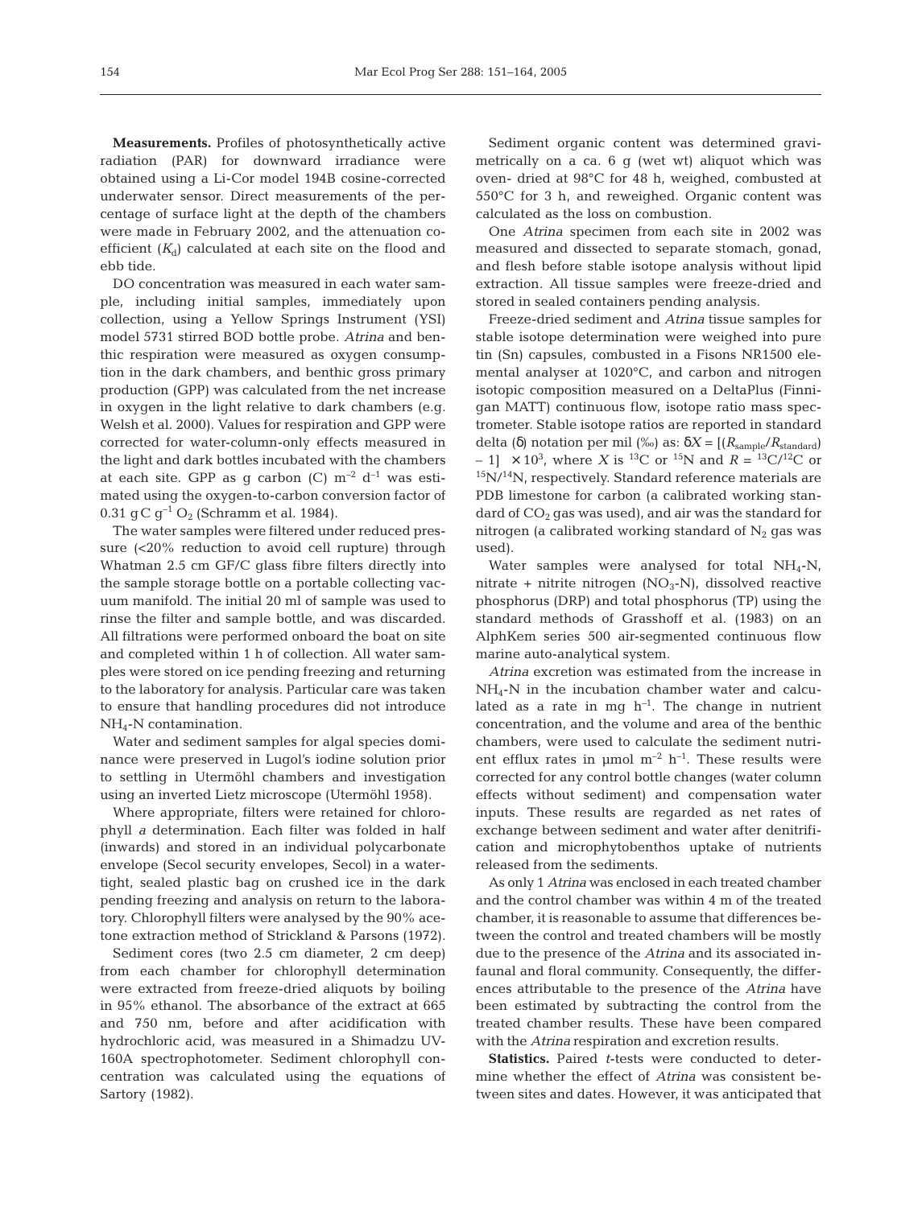**Measurements.** Profiles of photosynthetically active radiation (PAR) for downward irradiance were obtained using a Li-Cor model 194B cosine-corrected underwater sensor. Direct measurements of the percentage of surface light at the depth of the chambers were made in February 2002, and the attenuation coefficient ($K_d$) calculated at each site on the flood and ebb tide.

DO concentration was measured in each water sample, including initial samples, immediately upon collection, using a Yellow Springs Instrument (YSI) model 5731 stirred BOD bottle probe. *Atrina* and benthic respiration were measured as oxygen consumption in the dark chambers, and benthic gross primary production (GPP) was calculated from the net increase in oxygen in the light relative to dark chambers (e.g. Welsh et al. 2000). Values for respiration and GPP were corrected for water-column-only effects measured in the light and dark bottles incubated with the chambers at each site. GPP as g carbon (C) $m^{-2}$ $d^{-1}$ was estimated using the oxygen-to-carbon conversion factor of 0.31 g C $g^{-1}$ $O_2$ (Schramm et al. 1984).

The water samples were filtered under reduced pressure (<20% reduction to avoid cell rupture) through Whatman 2.5 cm GF/C glass fibre filters directly into the sample storage bottle on a portable collecting vacuum manifold. The initial 20 ml of sample was used to rinse the filter and sample bottle, and was discarded. All filtrations were performed onboard the boat on site and completed within 1 h of collection. All water samples were stored on ice pending freezing and returning to the laboratory for analysis. Particular care was taken to ensure that handling procedures did not introduce $NH_4$-N contamination.

Water and sediment samples for algal species dominance were preserved in Lugol's iodine solution prior to settling in Utermöhl chambers and investigation using an inverted Lietz microscope (Utermöhl 1958).

Where appropriate, filters were retained for chlorophyll *a* determination. Each filter was folded in half (inwards) and stored in an individual polycarbonate envelope (Secol security envelopes, Secol) in a watertight, sealed plastic bag on crushed ice in the dark pending freezing and analysis on return to the laboratory. Chlorophyll filters were analysed by the 90% acetone extraction method of Strickland & Parsons (1972).

Sediment cores (two 2.5 cm diameter, 2 cm deep) from each chamber for chlorophyll determination were extracted from freeze-dried aliquots by boiling in 95% ethanol. The absorbance of the extract at 665 and 750 nm, before and after acidification with hydrochloric acid, was measured in a Shimadzu UV-160A spectrophotometer. Sediment chlorophyll concentration was calculated using the equations of Sartory (1982).

Sediment organic content was determined gravimetrically on a ca. 6 g (wet wt) aliquot which was oven- dried at 98°C for 48 h, weighed, combusted at 550°C for 3 h, and reweighed. Organic content was calculated as the loss on combustion.

One *Atrina* specimen from each site in 2002 was measured and dissected to separate stomach, gonad, and flesh before stable isotope analysis without lipid extraction. All tissue samples were freeze-dried and stored in sealed containers pending analysis.

Freeze-dried sediment and *Atrina* tissue samples for stable isotope determination were weighed into pure tin (Sn) capsules, combusted in a Fisons NR1500 elemental analyser at 1020°C, and carbon and nitrogen isotopic composition measured on a DeltaPlus (Finnigan MATT) continuous flow, isotope ratio mass spectrometer. Stable isotope ratios are reported in standard delta (δ) notation per mil (‰) as: $\delta X = [(R_{sample}/R_{standard}) - 1] \times 10^3$, where $X$ is $^{13}C$ or $^{15}N$ and $R$ = $^{13}C/^{12}C$ or $^{15}N/^{14}N$, respectively. Standard reference materials are PDB limestone for carbon (a calibrated working standard of $CO_2$ gas was used), and air was the standard for nitrogen (a calibrated working standard of $N_2$ gas was used).

Water samples were analysed for total $NH_4$-N, nitrate + nitrite nitrogen ($NO_3$-N), dissolved reactive phosphorus (DRP) and total phosphorus (TP) using the standard methods of Grasshoff et al. (1983) on an AlphKem series 500 air-segmented continuous flow marine auto-analytical system.

*Atrina* excretion was estimated from the increase in $NH_4$-N in the incubation chamber water and calculated as a rate in mg $h^{-1}$. The change in nutrient concentration, and the volume and area of the benthic chambers, were used to calculate the sediment nutrient efflux rates in µmol $m^{-2}$ $h^{-1}$. These results were corrected for any control bottle changes (water column effects without sediment) and compensation water inputs. These results are regarded as net rates of exchange between sediment and water after denitrification and microphytobenthos uptake of nutrients released from the sediments.

As only 1 *Atrina* was enclosed in each treated chamber and the control chamber was within 4 m of the treated chamber, it is reasonable to assume that differences between the control and treated chambers will be mostly due to the presence of the *Atrina* and its associated infaunal and floral community. Consequently, the differences attributable to the presence of the *Atrina* have been estimated by subtracting the control from the treated chamber results. These have been compared with the *Atrina* respiration and excretion results.

**Statistics.** Paired *t*-tests were conducted to determine whether the effect of *Atrina* was consistent between sites and dates. However, it was anticipated that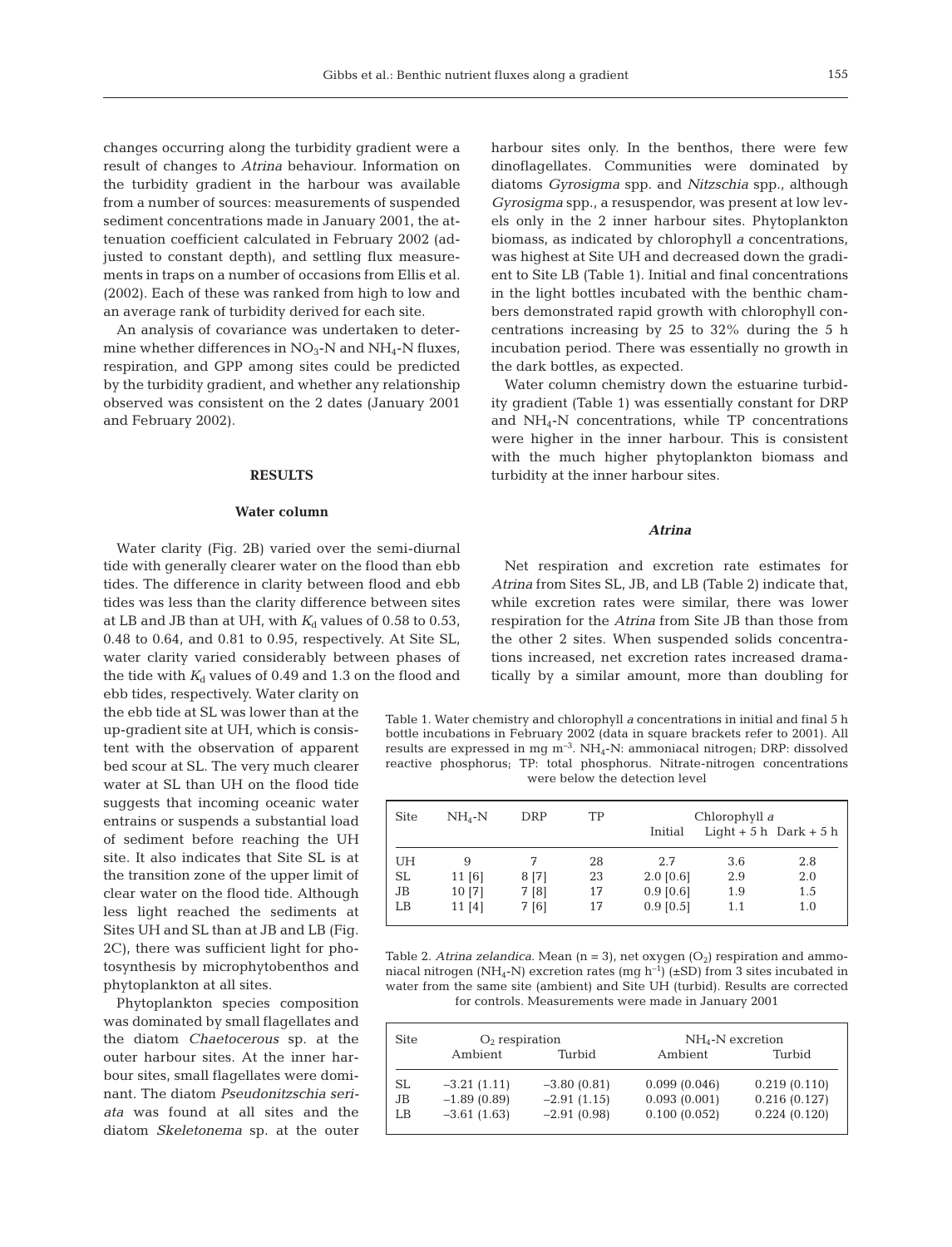changes occurring along the turbidity gradient were a result of changes to *Atrina* behaviour. Information on the turbidity gradient in the harbour was available from a number of sources: measurements of suspended sediment concentrations made in January 2001, the attenuation coefficient calculated in February 2002 (adjusted to constant depth), and settling flux measurements in traps on a number of occasions from Ellis et al. (2002). Each of these was ranked from high to low and an average rank of turbidity derived for each site.

An analysis of covariance was undertaken to determine whether differences in $NO_3$-N and $NH_4$-N fluxes, respiration, and GPP among sites could be predicted by the turbidity gradient, and whether any relationship observed was consistent on the 2 dates (January 2001 and February 2002).

## RESULTS

### Water column

Water clarity (Fig. 2B) varied over the semi-diurnal tide with generally clearer water on the flood than ebb tides. The difference in clarity between flood and ebb tides was less than the clarity difference between sites at LB and JB than at UH, with $K_d$ values of 0.58 to 0.53, 0.48 to 0.64, and 0.81 to 0.95, respectively. At Site SL, water clarity varied considerably between phases of the tide with $K_d$ values of 0.49 and 1.3 on the flood and ebb tides, respectively. Water clarity on the ebb tide at SL was lower than at the up-gradient site at UH, which is consistent with the observation of apparent bed scour at SL. The very much clearer water at SL than UH on the flood tide suggests that incoming oceanic water entrains or suspends a substantial load of sediment before reaching the UH site. It also indicates that Site SL is at the transition zone of the upper limit of clear water on the flood tide. Although less light reached the sediments at Sites UH and SL than at JB and LB (Fig. 2C), there was sufficient light for photosynthesis by microphytobenthos and phytoplankton at all sites.

Phytoplankton species composition was dominated by small flagellates and the diatom *Chaetocerous* sp. at the outer harbour sites. At the inner harbour sites, small flagellates were dominant. The diatom *Pseudonitzschia seriata* was found at all sites and the diatom *Skeletonema* sp. at the outer harbour sites only. In the benthos, there were few dinoflagellates. Communities were dominated by diatoms *Gyrosigma* spp. and *Nitzschia* spp., although *Gyrosigma* spp., a resuspendor, was present at low levels only in the 2 inner harbour sites. Phytoplankton biomass, as indicated by chlorophyll *a* concentrations, was highest at Site UH and decreased down the gradient to Site LB (Table 1). Initial and final concentrations in the light bottles incubated with the benthic chambers demonstrated rapid growth with chlorophyll concentrations increasing by 25 to 32% during the 5 h incubation period. There was essentially no growth in the dark bottles, as expected.

Water column chemistry down the estuarine turbidity gradient (Table 1) was essentially constant for DRP and $NH_4$-N concentrations, while TP concentrations were higher in the inner harbour. This is consistent with the much higher phytoplankton biomass and turbidity at the inner harbour sites.

### *Atrina*

Net respiration and excretion rate estimates for *Atrina* from Sites SL, JB, and LB (Table 2) indicate that, while excretion rates were similar, there was lower respiration for the *Atrina* from Site JB than those from the other 2 sites. When suspended solids concentrations increased, net excretion rates increased dramatically by a similar amount, more than doubling for

Table 1. Water chemistry and chlorophyll *a* concentrations in initial and final 5 h bottle incubations in February 2002 (data in square brackets refer to 2001). All results are expressed in mg $m^{-3}$. $NH_4$-N: ammoniacal nitrogen; DRP: dissolved reactive phosphorus; TP: total phosphorus. Nitrate-nitrogen concentrations were below the detection level

| Site | $NH_4$-N | DRP | TP | Chlorophyll *a* | | |
|---|---|---|---|---|---|---|
| | | | | Initial | Light + 5 h | Dark + 5 h |
| UH | 9 | 7 | 28 | 2.7 | 3.6 | 2.8 |
| SL | 11 [6] | 8 [7] | 23 | 2.0 [0.6] | 2.9 | 2.0 |
| JB | 10 [7] | 7 [8] | 17 | 0.9 [0.6] | 1.9 | 1.5 |
| LB | 11 [4] | 7 [6] | 17 | 0.9 [0.5] | 1.1 | 1.0 |

Table 2. *Atrina zelandica*. Mean (n = 3), net oxygen ($O_2$) respiration and ammoniacal nitrogen ($NH_4$-N) excretion rates (mg $h^{-1}$) (±SD) from 3 sites incubated in water from the same site (ambient) and Site UH (turbid). Results are corrected for controls. Measurements were made in January 2001

| Site | $O_2$ respiration | | $NH_4$-N excretion | |
|---|---|---|---|---|
| | Ambient | Turbid | Ambient | Turbid |
| SL | −3.21 (1.11) | −3.80 (0.81) | 0.099 (0.046) | 0.219 (0.110) |
| JB | −1.89 (0.89) | −2.91 (1.15) | 0.093 (0.001) | 0.216 (0.127) |
| LB | −3.61 (1.63) | −2.91 (0.98) | 0.100 (0.052) | 0.224 (0.120) |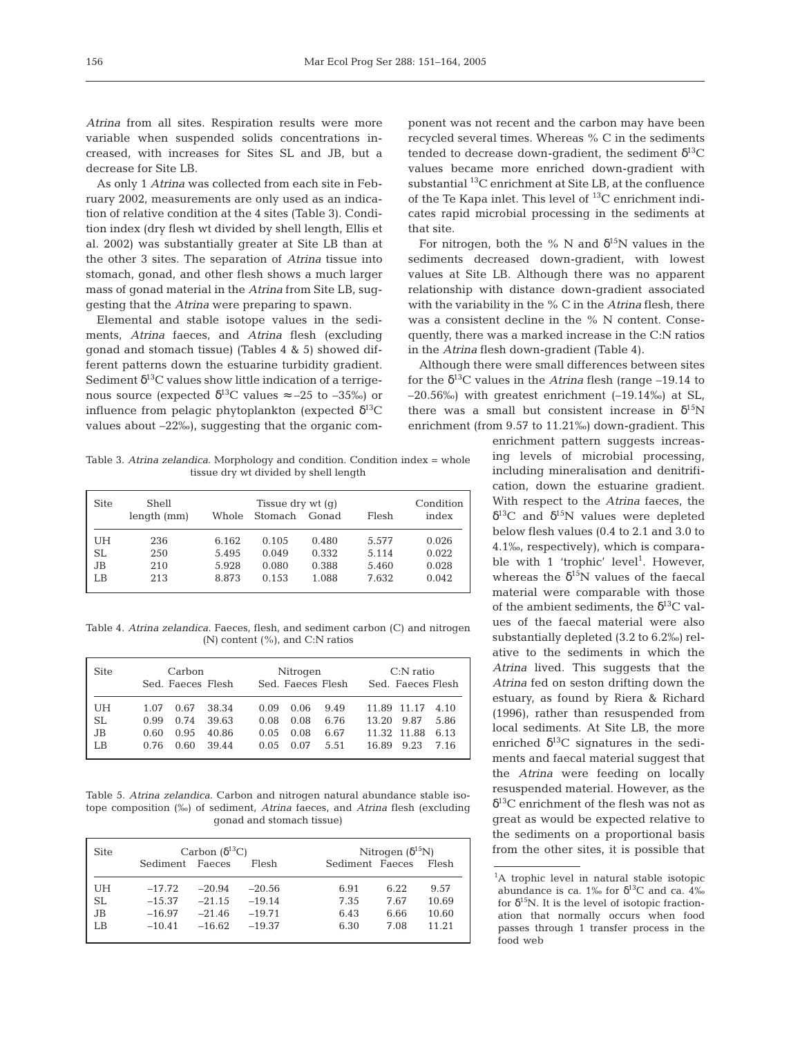*Atrina* from all sites. Respiration results were more variable when suspended solids concentrations increased, with increases for Sites SL and JB, but a decrease for Site LB.

As only 1 *Atrina* was collected from each site in February 2002, measurements are only used as an indication of relative condition at the 4 sites (Table 3). Condition index (dry flesh wt divided by shell length, Ellis et al. 2002) was substantially greater at Site LB than at the other 3 sites. The separation of *Atrina* tissue into stomach, gonad, and other flesh shows a much larger mass of gonad material in the *Atrina* from Site LB, suggesting that the *Atrina* were preparing to spawn.

Elemental and stable isotope values in the sediments, *Atrina* faeces, and *Atrina* flesh (excluding gonad and stomach tissue) (Tables 4 & 5) showed different patterns down the estuarine turbidity gradient. Sediment $\delta^{13}C$ values show little indication of a terrigenous source (expected $\delta^{13}C$ values ≈ –25 to –35‰) or influence from pelagic phytoplankton (expected $\delta^{13}C$ values about –22‰), suggesting that the organic component was not recent and the carbon may have been recycled several times. Whereas % C in the sediments tended to decrease down-gradient, the sediment $\delta^{13}C$ values became more enriched down-gradient with substantial $^{13}C$ enrichment at Site LB, at the confluence of the Te Kapa inlet. This level of $^{13}C$ enrichment indicates rapid microbial processing in the sediments at that site.

For nitrogen, both the % N and $\delta^{15}N$ values in the sediments decreased down-gradient, with lowest values at Site LB. Although there was no apparent relationship with distance down-gradient associated with the variability in the % C in the *Atrina* flesh, there was a consistent decline in the % N content. Consequently, there was a marked increase in the C:N ratios in the *Atrina* flesh down-gradient (Table 4).

Although there were small differences between sites for the $\delta^{13}C$ values in the *Atrina* flesh (range –19.14 to –20.56‰) with greatest enrichment (–19.14‰) at SL, there was a small but consistent increase in $\delta^{15}N$ enrichment (from 9.57 to 11.21‰) down-gradient. This enrichment pattern suggests increasing levels of microbial processing, including mineralisation and denitrification, down the estuarine gradient. With respect to the *Atrina* faeces, the $\delta^{13}C$ and $\delta^{15}N$ values were depleted below flesh values (0.4 to 2.1 and 3.0 to 4.1‰, respectively), which is comparable with 1 'trophic' level[1]. However, whereas the $\delta^{15}N$ values of the faecal material were comparable with those of the ambient sediments, the $\delta^{13}C$ values of the faecal material were also substantially depleted (3.2 to 6.2‰) relative to the sediments in which the *Atrina* lived. This suggests that the *Atrina* fed on seston drifting down the estuary, as found by Riera & Richard (1996), rather than resuspended from local sediments. At Site LB, the more enriched $\delta^{13}C$ signatures in the sediments and faecal material suggest that the *Atrina* were feeding on locally resuspended material. However, as the $\delta^{13}C$ enrichment of the flesh was not as great as would be expected relative to the sediments on a proportional basis from the other sites, it is possible that

Table 3. *Atrina zelandica*. Morphology and condition. Condition index = whole tissue dry wt divided by shell length

| Site | Shell length (mm) | Tissue dry wt (g) | | | | Condition index |
|---|---|---|---|---|---|---|
| | | Whole | Stomach | Gonad | Flesh | |
| UH | 236 | 6.162 | 0.105 | 0.480 | 5.577 | 0.026 |
| SL | 250 | 5.495 | 0.049 | 0.332 | 5.114 | 0.022 |
| JB | 210 | 5.928 | 0.080 | 0.388 | 5.460 | 0.028 |
| LB | 213 | 8.873 | 0.153 | 1.088 | 7.632 | 0.042 |

Table 4. *Atrina zelandica*. Faeces, flesh, and sediment carbon (C) and nitrogen (N) content (%), and C:N ratios

| Site | Carbon | | | Nitrogen | | | C:N ratio | | |
|---|---|---|---|---|---|---|---|---|---|
| | Sed. | Faeces | Flesh | Sed. | Faeces | Flesh | Sed. | Faeces | Flesh |
| UH | 1.07 | 0.67 | 38.34 | 0.09 | 0.06 | 9.49 | 11.89 | 11.17 | 4.10 |
| SL | 0.99 | 0.74 | 39.63 | 0.08 | 0.08 | 6.76 | 13.20 | 9.87 | 5.86 |
| JB | 0.60 | 0.95 | 40.86 | 0.05 | 0.08 | 6.67 | 11.32 | 11.88 | 6.13 |
| LB | 0.76 | 0.60 | 39.44 | 0.05 | 0.07 | 5.51 | 16.89 | 9.23 | 7.16 |

Table 5. *Atrina zelandica*. Carbon and nitrogen natural abundance stable isotope composition (‰) of sediment, *Atrina* faeces, and *Atrina* flesh (excluding gonad and stomach tissue)

| Site | Carbon ($\delta^{13}C$) | | | Nitrogen ($\delta^{15}N$) | | |
|---|---|---|---|---|---|---|
| | Sediment | Faeces | Flesh | Sediment | Faeces | Flesh |
| UH | –17.72 | –20.94 | –20.56 | 6.91 | 6.22 | 9.57 |
| SL | –15.37 | –21.15 | –19.14 | 7.35 | 7.67 | 10.69 |
| JB | –16.97 | –21.46 | –19.71 | 6.43 | 6.66 | 10.60 |
| LB | –10.41 | –16.62 | –19.37 | 6.30 | 7.08 | 11.21 |

[1]A trophic level in natural stable isotopic abundance is ca. 1‰ for $\delta^{13}C$ and ca. 4‰ for $\delta^{15}N$. It is the level of isotopic fractionation that normally occurs when food passes through 1 transfer process in the food web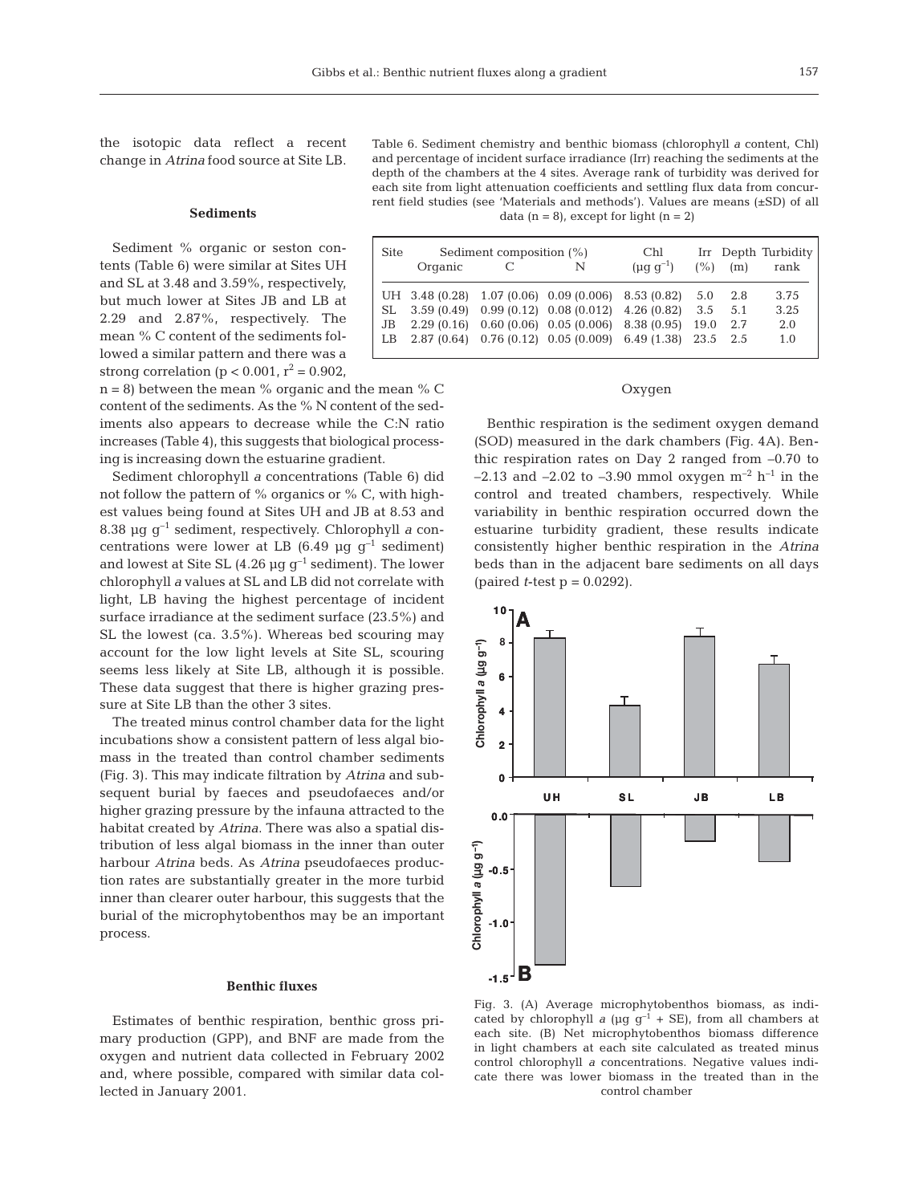the isotopic data reflect a recent change in *Atrina* food source at Site LB.

### Sediments

Sediment % organic or seston contents (Table 6) were similar at Sites UH and SL at 3.48 and 3.59%, respectively, but much lower at Sites JB and LB at 2.29 and 2.87%, respectively. The mean % C content of the sediments followed a similar pattern and there was a strong correlation ($p < 0.001$, $r^2 = 0.902$, $n = 8$) between the mean % organic and the mean % C content of the sediments. As the % N content of the sediments also appears to decrease while the C:N ratio increases (Table 4), this suggests that biological processing is increasing down the estuarine gradient.

Sediment chlorophyll *a* concentrations (Table 6) did not follow the pattern of % organics or % C, with highest values being found at Sites UH and JB at 8.53 and 8.38 µg $g^{-1}$ sediment, respectively. Chlorophyll *a* concentrations were lower at LB (6.49 µg $g^{-1}$ sediment) and lowest at Site SL (4.26 µg $g^{-1}$ sediment). The lower chlorophyll *a* values at SL and LB did not correlate with light, LB having the highest percentage of incident surface irradiance at the sediment surface (23.5%) and SL the lowest (ca. 3.5%). Whereas bed scouring may account for the low light levels at Site SL, scouring seems less likely at Site LB, although it is possible. These data suggest that there is higher grazing pressure at Site LB than the other 3 sites.

The treated minus control chamber data for the light incubations show a consistent pattern of less algal biomass in the treated than control chamber sediments (Fig. 3). This may indicate filtration by *Atrina* and subsequent burial by faeces and pseudofaeces and/or higher grazing pressure by the infauna attracted to the habitat created by *Atrina*. There was also a spatial distribution of less algal biomass in the inner than outer harbour *Atrina* beds. As *Atrina* pseudofaeces production rates are substantially greater in the more turbid inner than clearer outer harbour, this suggests that the burial of the microphytobenthos may be an important process.

### Benthic fluxes

Estimates of benthic respiration, benthic gross primary production (GPP), and BNF are made from the oxygen and nutrient data collected in February 2002 and, where possible, compared with similar data collected in January 2001.

Table 6. Sediment chemistry and benthic biomass (chlorophyll *a* content, Chl) and percentage of incident surface irradiance (Irr) reaching the sediments at the depth of the chambers at the 4 sites. Average rank of turbidity was derived for each site from light attenuation coefficients and settling flux data from concurrent field studies (see 'Materials and methods'). Values are means (±SD) of all data ($n = 8$), except for light ($n = 2$)

| Site | Sediment composition (%) | | | Chl | Irr | Depth | Turbidity |
|---|---|---|---|---|---|---|---|
| | Organic | C | N | (µg $g^{-1}$) | (%) | (m) | rank |
| UH | 3.48 (0.28) | 1.07 (0.06) | 0.09 (0.006) | 8.53 (0.82) | 5.0 | 2.8 | 3.75 |
| SL | 3.59 (0.49) | 0.99 (0.12) | 0.08 (0.012) | 4.26 (0.82) | 3.5 | 5.1 | 3.25 |
| JB | 2.29 (0.16) | 0.60 (0.06) | 0.05 (0.006) | 8.38 (0.95) | 19.0 | 2.7 | 2.0 |
| LB | 2.87 (0.64) | 0.76 (0.12) | 0.05 (0.009) | 6.49 (1.38) | 23.5 | 2.5 | 1.0 |

#### Oxygen

Benthic respiration is the sediment oxygen demand (SOD) measured in the dark chambers (Fig. 4A). Benthic respiration rates on Day 2 ranged from –0.70 to –2.13 and –2.02 to –3.90 mmol oxygen $m^{-2}$ $h^{-1}$ in the control and treated chambers, respectively. While variability in benthic respiration occurred down the estuarine turbidity gradient, these results indicate consistently higher benthic respiration in the *Atrina* beds than in the adjacent bare sediments on all days (paired *t*-test $p = 0.0292$).

Fig. 3. (A) Average microphytobenthos biomass, as indicated by chlorophyll *a* (µg $g^{-1}$ + SE), from all chambers at each site. (B) Net microphytobenthos biomass difference in light chambers at each site calculated as treated minus control chlorophyll *a* concentrations. Negative values indicate there was lower biomass in the treated than in the control chamber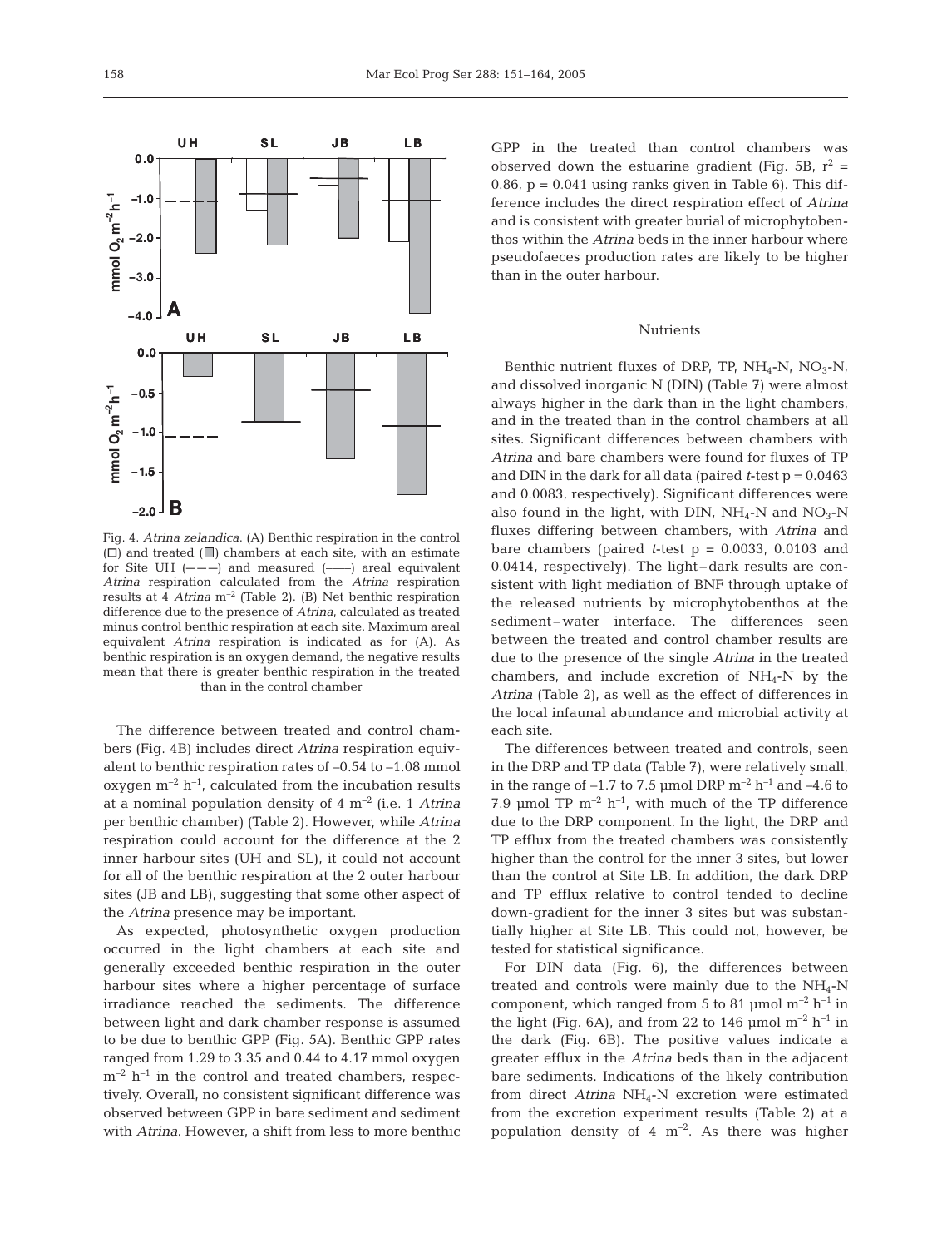Fig. 4. *Atrina zelandica*. (A) Benthic respiration in the control (□) and treated (■) chambers at each site, with an estimate for Site UH (– – –) and measured (——) areal equivalent *Atrina* respiration calculated from the *Atrina* respiration results at 4 *Atrina* $m^{-2}$ (Table 2). (B) Net benthic respiration difference due to the presence of *Atrina*, calculated as treated minus control benthic respiration at each site. Maximum areal equivalent *Atrina* respiration is indicated as for (A). As benthic respiration is an oxygen demand, the negative results mean that there is greater benthic respiration in the treated than in the control chamber

The difference between treated and control chambers (Fig. 4B) includes direct *Atrina* respiration equivalent to benthic respiration rates of –0.54 to –1.08 mmol oxygen $m^{-2}$ $h^{-1}$, calculated from the incubation results at a nominal population density of 4 $m^{-2}$ (i.e. 1 *Atrina* per benthic chamber) (Table 2). However, while *Atrina* respiration could account for the difference at the 2 inner harbour sites (UH and SL), it could not account for all of the benthic respiration at the 2 outer harbour sites (JB and LB), suggesting that some other aspect of the *Atrina* presence may be important.

As expected, photosynthetic oxygen production occurred in the light chambers at each site and generally exceeded benthic respiration in the outer harbour sites where a higher percentage of surface irradiance reached the sediments. The difference between light and dark chamber response is assumed to be due to benthic GPP (Fig. 5A). Benthic GPP rates ranged from 1.29 to 3.35 and 0.44 to 4.17 mmol oxygen $m^{-2}$ $h^{-1}$ in the control and treated chambers, respectively. Overall, no consistent significant difference was observed between GPP in bare sediment and sediment with *Atrina*. However, a shift from less to more benthic GPP in the treated than control chambers was observed down the estuarine gradient (Fig. 5B, $r^2$ = 0.86, p = 0.041 using ranks given in Table 6). This difference includes the direct respiration effect of *Atrina* and is consistent with greater burial of microphytobenthos within the *Atrina* beds in the inner harbour where pseudofaeces production rates are likely to be higher than in the outer harbour.

### Nutrients

Benthic nutrient fluxes of DRP, TP, $NH_4$-N, $NO_3$-N, and dissolved inorganic N (DIN) (Table 7) were almost always higher in the dark than in the light chambers, and in the treated than in the control chambers at all sites. Significant differences between chambers with *Atrina* and bare chambers were found for fluxes of TP and DIN in the dark for all data (paired *t*-test p = 0.0463 and 0.0083, respectively). Significant differences were also found in the light, with DIN, $NH_4$-N and $NO_3$-N fluxes differing between chambers, with *Atrina* and bare chambers (paired *t*-test p = 0.0033, 0.0103 and 0.0414, respectively). The light–dark results are consistent with light mediation of BNF through uptake of the released nutrients by microphytobenthos at the sediment–water interface. The differences seen between the treated and control chamber results are due to the presence of the single *Atrina* in the treated chambers, and include excretion of $NH_4$-N by the *Atrina* (Table 2), as well as the effect of differences in the local infaunal abundance and microbial activity at each site.

The differences between treated and controls, seen in the DRP and TP data (Table 7), were relatively small, in the range of –1.7 to 7.5 µmol DRP $m^{-2}$ $h^{-1}$ and –4.6 to 7.9 µmol TP $m^{-2}$ $h^{-1}$, with much of the TP difference due to the DRP component. In the light, the DRP and TP efflux from the treated chambers was consistently higher than the control for the inner 3 sites, but lower than the control at Site LB. In addition, the dark DRP and TP efflux relative to control tended to decline down-gradient for the inner 3 sites but was substantially higher at Site LB. This could not, however, be tested for statistical significance.

For DIN data (Fig. 6), the differences between treated and controls were mainly due to the $NH_4$-N component, which ranged from 5 to 81 µmol $m^{-2}$ $h^{-1}$ in the light (Fig. 6A), and from 22 to 146 µmol $m^{-2}$ $h^{-1}$ in the dark (Fig. 6B). The positive values indicate a greater efflux in the *Atrina* beds than in the adjacent bare sediments. Indications of the likely contribution from direct *Atrina* $NH_4$-N excretion were estimated from the excretion experiment results (Table 2) at a population density of 4 $m^{-2}$. As there was higher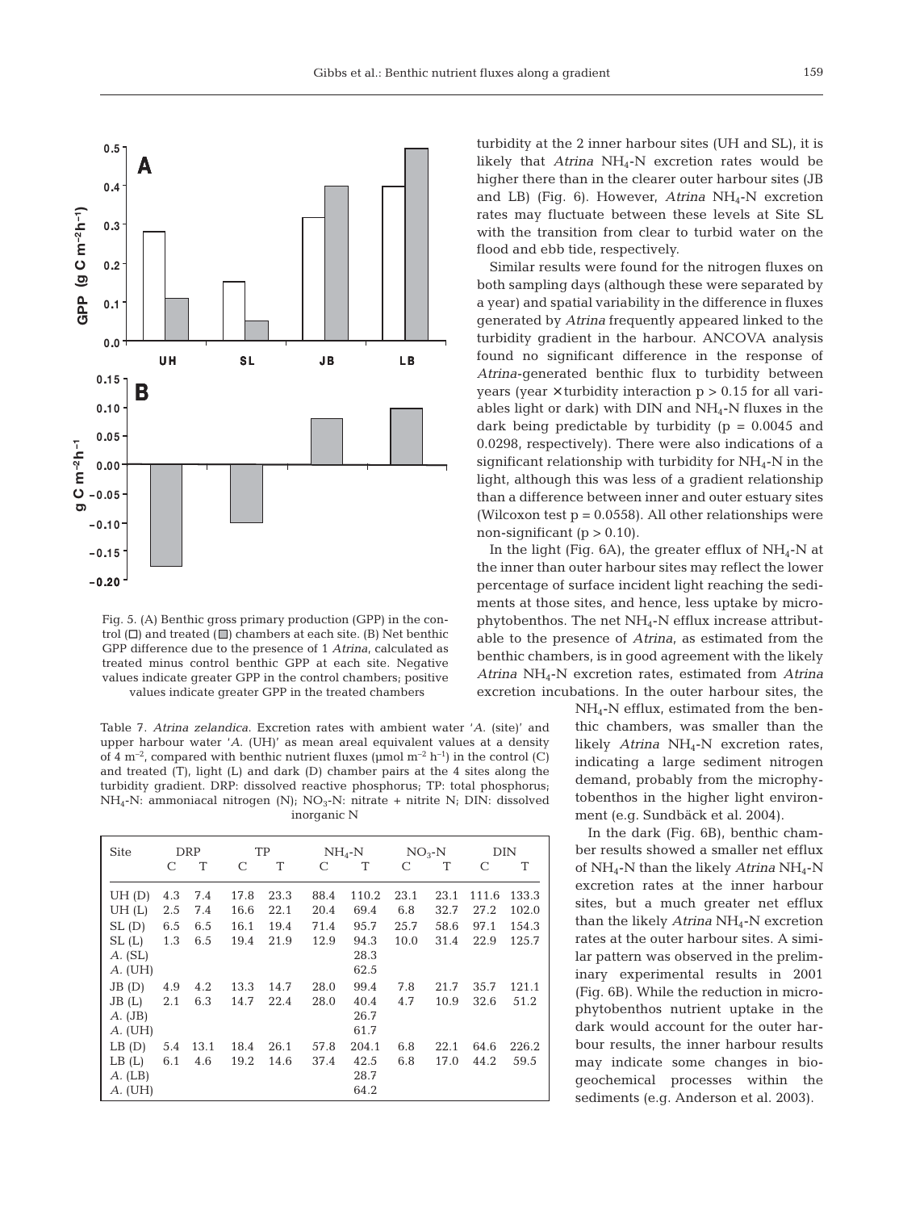Fig. 5. (A) Benthic gross primary production (GPP) in the control (□) and treated (■) chambers at each site. (B) Net benthic GPP difference due to the presence of 1 *Atrina*, calculated as treated minus control benthic GPP at each site. Negative values indicate greater GPP in the control chambers; positive values indicate greater GPP in the treated chambers

Table 7. *Atrina zelandica*. Excretion rates with ambient water '*A*. (site)' and upper harbour water '*A*. (UH)' as mean areal equivalent values at a density of 4 $m^{-2}$, compared with benthic nutrient fluxes (µmol $m^{-2}$ $h^{-1}$) in the control (C) and treated (T), light (L) and dark (D) chamber pairs at the 4 sites along the turbidity gradient. DRP: dissolved reactive phosphorus; TP: total phosphorus; $NH_4$-N: ammoniacal nitrogen (N); $NO_3$-N: nitrate + nitrite N; DIN: dissolved inorganic N

| Site | DRP | | TP | | $NH_4$-N | | $NO_3$-N | | DIN | |
|---|---|---|---|---|---|---|---|---|---|---|
| | C | T | C | T | C | T | C | T | C | T |
| UH (D) | 4.3 | 7.4 | 17.8 | 23.3 | 88.4 | 110.2 | 23.1 | 23.1 | 111.6 | 133.3 |
| UH (L) | 2.5 | 7.4 | 16.6 | 22.1 | 20.4 | 69.4 | 6.8 | 32.7 | 27.2 | 102.0 |
| SL (D) | 6.5 | 6.5 | 16.1 | 19.4 | 71.4 | 95.7 | 25.7 | 58.6 | 97.1 | 154.3 |
| SL (L) | 1.3 | 6.5 | 19.4 | 21.9 | 12.9 | 94.3 | 10.0 | 31.4 | 22.9 | 125.7 |
| *A*. (SL) | | | | | | 28.3 | | | | |
| *A*. (UH) | | | | | | 62.5 | | | | |
| JB (D) | 4.9 | 4.2 | 13.3 | 14.7 | 28.0 | 99.4 | 7.8 | 21.7 | 35.7 | 121.1 |
| JB (L) | 2.1 | 6.3 | 14.7 | 22.4 | 28.0 | 40.4 | 4.7 | 10.9 | 32.6 | 51.2 |
| *A*. (JB) | | | | | | 26.7 | | | | |
| *A*. (UH) | | | | | | 61.7 | | | | |
| LB (D) | 5.4 | 13.1 | 18.4 | 26.1 | 57.8 | 204.1 | 6.8 | 22.1 | 64.6 | 226.2 |
| LB (L) | 6.1 | 4.6 | 19.2 | 14.6 | 37.4 | 42.5 | 6.8 | 17.0 | 44.2 | 59.5 |
| *A*. (LB) | | | | | | 28.7 | | | | |
| *A*. (UH) | | | | | | 64.2 | | | | |

turbidity at the 2 inner harbour sites (UH and SL), it is likely that *Atrina* $NH_4$-N excretion rates would be higher there than in the clearer outer harbour sites (JB and LB) (Fig. 6). However, *Atrina* $NH_4$-N excretion rates may fluctuate between these levels at Site SL with the transition from clear to turbid water on the flood and ebb tide, respectively.

Similar results were found for the nitrogen fluxes on both sampling days (although these were separated by a year) and spatial variability in the difference in fluxes generated by *Atrina* frequently appeared linked to the turbidity gradient in the harbour. ANCOVA analysis found no significant difference in the response of *Atrina*-generated benthic flux to turbidity between years (year × turbidity interaction $p > 0.15$ for all variables light or dark) with DIN and $NH_4$-N fluxes in the dark being predictable by turbidity ($p = 0.0045$ and 0.0298, respectively). There were also indications of a significant relationship with turbidity for $NH_4$-N in the light, although this was less of a gradient relationship than a difference between inner and outer estuary sites (Wilcoxon test $p = 0.0558$). All other relationships were non-significant ($p > 0.10$).

In the light (Fig. 6A), the greater efflux of $NH_4$-N at the inner than outer harbour sites may reflect the lower percentage of surface incident light reaching the sediments at those sites, and hence, less uptake by microphytobenthos. The net $NH_4$-N efflux increase attributable to the presence of *Atrina*, as estimated from the benthic chambers, is in good agreement with the likely *Atrina* $NH_4$-N excretion rates, estimated from *Atrina* excretion incubations. In the outer harbour sites, the $NH_4$-N efflux, estimated from the benthic chambers, was smaller than the likely *Atrina* $NH_4$-N excretion rates, indicating a large sediment nitrogen demand, probably from the microphytobenthos in the higher light environment (e.g. Sundbäck et al. 2004).

In the dark (Fig. 6B), benthic chamber results showed a smaller net efflux of $NH_4$-N than the likely *Atrina* $NH_4$-N excretion rates at the inner harbour sites, but a much greater net efflux than the likely *Atrina* $NH_4$-N excretion rates at the outer harbour sites. A similar pattern was observed in the preliminary experimental results in 2001 (Fig. 6B). While the reduction in microphytobenthos nutrient uptake in the dark would account for the outer harbour results, the inner harbour results may indicate some changes in biogeochemical processes within the sediments (e.g. Anderson et al. 2003).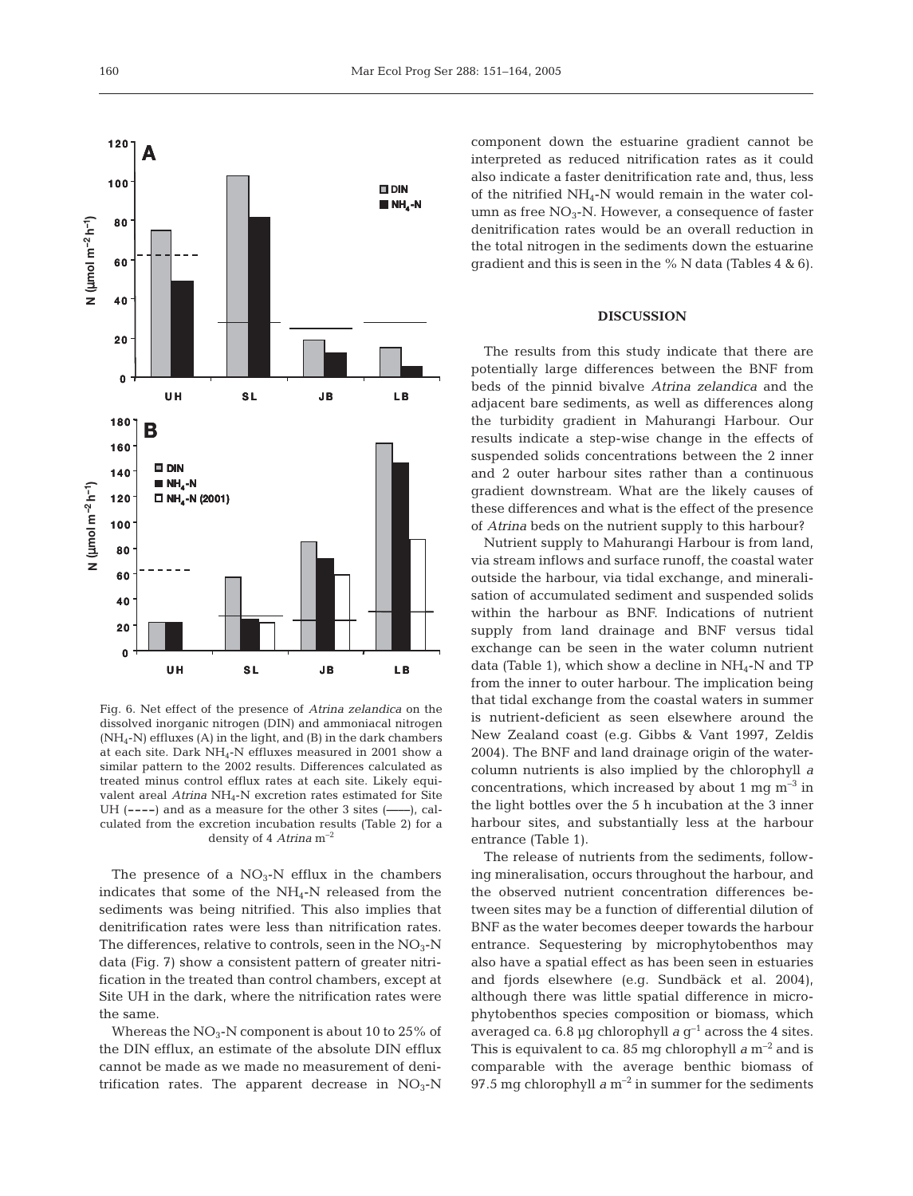Fig. 6. Net effect of the presence of *Atrina zelandica* on the dissolved inorganic nitrogen (DIN) and ammoniacal nitrogen ($NH_4$-N) effluxes (A) in the light, and (B) in the dark chambers at each site. Dark $NH_4$-N effluxes measured in 2001 show a similar pattern to the 2002 results. Differences calculated as treated minus control efflux rates at each site. Likely equivalent areal *Atrina* $NH_4$-N excretion rates estimated for Site UH (----) and as a measure for the other 3 sites (——), calculated from the excretion incubation results (Table 2) for a density of 4 *Atrina* $m^{-2}$

The presence of a $NO_3$-N efflux in the chambers indicates that some of the $NH_4$-N released from the sediments was being nitrified. This also implies that denitrification rates were less than nitrification rates. The differences, relative to controls, seen in the $NO_3$-N data (Fig. 7) show a consistent pattern of greater nitrification in the treated than control chambers, except at Site UH in the dark, where the nitrification rates were the same.

Whereas the $NO_3$-N component is about 10 to 25% of the DIN efflux, an estimate of the absolute DIN efflux cannot be made as we made no measurement of denitrification rates. The apparent decrease in $NO_3$-N component down the estuarine gradient cannot be interpreted as reduced nitrification rates as it could also indicate a faster denitrification rate and, thus, less of the nitrified $NH_4$-N would remain in the water column as free $NO_3$-N. However, a consequence of faster denitrification rates would be an overall reduction in the total nitrogen in the sediments down the estuarine gradient and this is seen in the % N data (Tables 4 & 6).

## DISCUSSION

The results from this study indicate that there are potentially large differences between the BNF from beds of the pinnid bivalve *Atrina zelandica* and the adjacent bare sediments, as well as differences along the turbidity gradient in Mahurangi Harbour. Our results indicate a step-wise change in the effects of suspended solids concentrations between the 2 inner and 2 outer harbour sites rather than a continuous gradient downstream. What are the likely causes of these differences and what is the effect of the presence of *Atrina* beds on the nutrient supply to this harbour?

Nutrient supply to Mahurangi Harbour is from land, via stream inflows and surface runoff, the coastal water outside the harbour, via tidal exchange, and mineralisation of accumulated sediment and suspended solids within the harbour as BNF. Indications of nutrient supply from land drainage and BNF versus tidal exchange can be seen in the water column nutrient data (Table 1), which show a decline in $NH_4$-N and TP from the inner to outer harbour. The implication being that tidal exchange from the coastal waters in summer is nutrient-deficient as seen elsewhere around the New Zealand coast (e.g. Gibbs & Vant 1997, Zeldis 2004). The BNF and land drainage origin of the water-column nutrients is also implied by the chlorophyll *a* concentrations, which increased by about 1 mg $m^{-3}$ in the light bottles over the 5 h incubation at the 3 inner harbour sites, and substantially less at the harbour entrance (Table 1).

The release of nutrients from the sediments, following mineralisation, occurs throughout the harbour, and the observed nutrient concentration differences between sites may be a function of differential dilution of BNF as the water becomes deeper towards the harbour entrance. Sequestering by microphytobenthos may also have a spatial effect as has been seen in estuaries and fjords elsewhere (e.g. Sundbäck et al. 2004), although there was little spatial difference in microphytobenthos species composition or biomass, which averaged ca. 6.8 µg chlorophyll *a* $g^{-1}$ across the 4 sites. This is equivalent to ca. 85 mg chlorophyll *a* $m^{-2}$ and is comparable with the average benthic biomass of 97.5 mg chlorophyll *a* $m^{-2}$ in summer for the sediments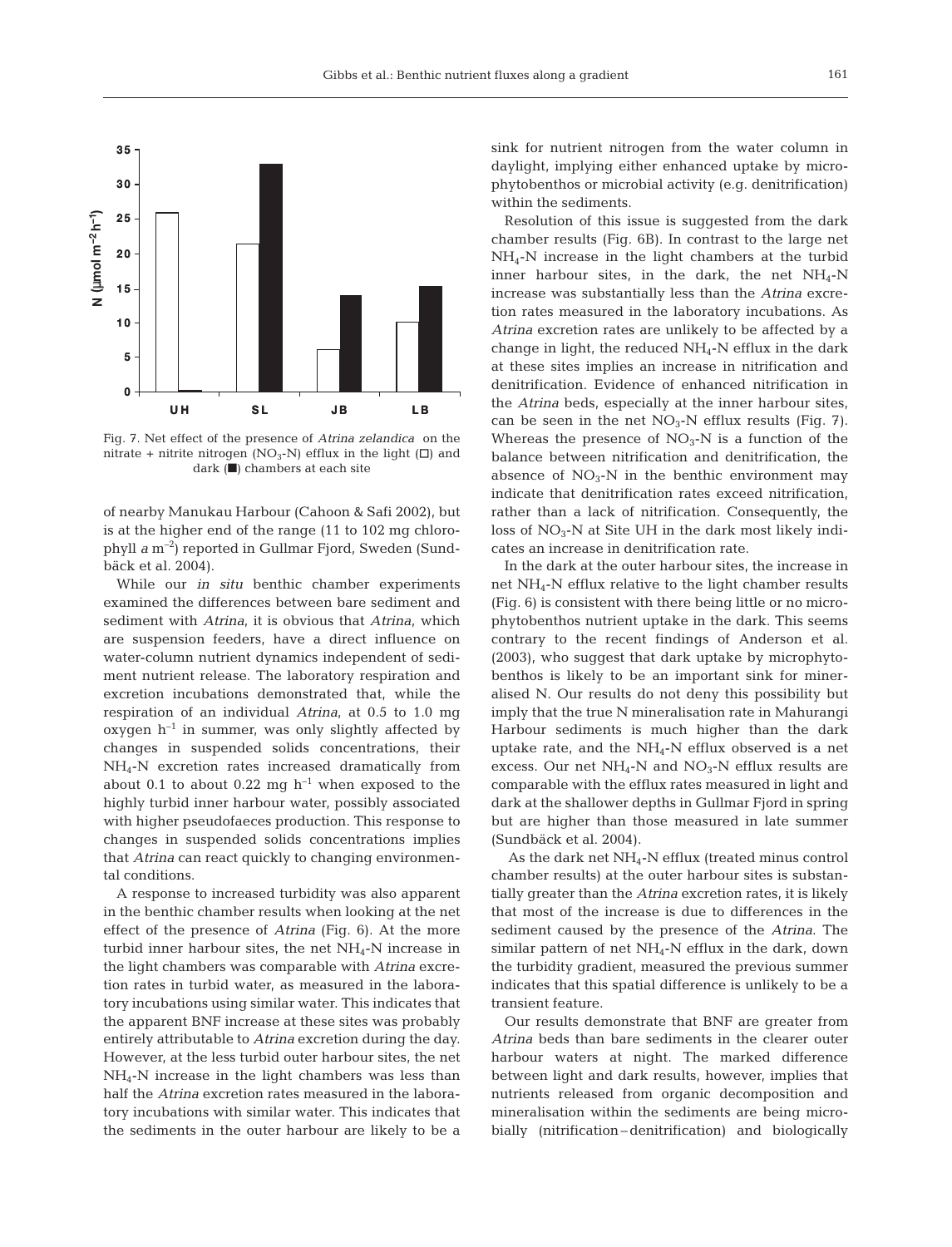Fig. 7. Net effect of the presence of *Atrina zelandica* on the nitrate + nitrite nitrogen ($NO_3$-N) efflux in the light (□) and dark (■) chambers at each site

of nearby Manukau Harbour (Cahoon & Safi 2002), but is at the higher end of the range (11 to 102 mg chlorophyll *a* $m^{-2}$) reported in Gullmar Fjord, Sweden (Sundbäck et al. 2004).

While our *in situ* benthic chamber experiments examined the differences between bare sediment and sediment with *Atrina*, it is obvious that *Atrina*, which are suspension feeders, have a direct influence on water-column nutrient dynamics independent of sediment nutrient release. The laboratory respiration and excretion incubations demonstrated that, while the respiration of an individual *Atrina*, at 0.5 to 1.0 mg oxygen $h^{-1}$ in summer, was only slightly affected by changes in suspended solids concentrations, their $NH_4$-N excretion rates increased dramatically from about 0.1 to about 0.22 mg $h^{-1}$ when exposed to the highly turbid inner harbour water, possibly associated with higher pseudofaeces production. This response to changes in suspended solids concentrations implies that *Atrina* can react quickly to changing environmental conditions.

A response to increased turbidity was also apparent in the benthic chamber results when looking at the net effect of the presence of *Atrina* (Fig. 6). At the more turbid inner harbour sites, the net $NH_4$-N increase in the light chambers was comparable with *Atrina* excretion rates in turbid water, as measured in the laboratory incubations using similar water. This indicates that the apparent BNF increase at these sites was probably entirely attributable to *Atrina* excretion during the day. However, at the less turbid outer harbour sites, the net $NH_4$-N increase in the light chambers was less than half the *Atrina* excretion rates measured in the laboratory incubations with similar water. This indicates that the sediments in the outer harbour are likely to be a sink for nutrient nitrogen from the water column in daylight, implying either enhanced uptake by microphytobenthos or microbial activity (e.g. denitrification) within the sediments.

Resolution of this issue is suggested from the dark chamber results (Fig. 6B). In contrast to the large net $NH_4$-N increase in the light chambers at the turbid inner harbour sites, in the dark, the net $NH_4$-N increase was substantially less than the *Atrina* excretion rates measured in the laboratory incubations. As *Atrina* excretion rates are unlikely to be affected by a change in light, the reduced $NH_4$-N efflux in the dark at these sites implies an increase in nitrification and denitrification. Evidence of enhanced nitrification in the *Atrina* beds, especially at the inner harbour sites, can be seen in the net $NO_3$-N efflux results (Fig. 7). Whereas the presence of $NO_3$-N is a function of the balance between nitrification and denitrification, the absence of $NO_3$-N in the benthic environment may indicate that denitrification rates exceed nitrification, rather than a lack of nitrification. Consequently, the loss of $NO_3$-N at Site UH in the dark most likely indicates an increase in denitrification rate.

In the dark at the outer harbour sites, the increase in net $NH_4$-N efflux relative to the light chamber results (Fig. 6) is consistent with there being little or no microphytobenthos nutrient uptake in the dark. This seems contrary to the recent findings of Anderson et al. (2003), who suggest that dark uptake by microphytobenthos is likely to be an important sink for mineralised N. Our results do not deny this possibility but imply that the true N mineralisation rate in Mahurangi Harbour sediments is much higher than the dark uptake rate, and the $NH_4$-N efflux observed is a net excess. Our net $NH_4$-N and $NO_3$-N efflux results are comparable with the efflux rates measured in light and dark at the shallower depths in Gullmar Fjord in spring but are higher than those measured in late summer (Sundbäck et al. 2004).

As the dark net $NH_4$-N efflux (treated minus control chamber results) at the outer harbour sites is substantially greater than the *Atrina* excretion rates, it is likely that most of the increase is due to differences in the sediment caused by the presence of the *Atrina*. The similar pattern of net $NH_4$-N efflux in the dark, down the turbidity gradient, measured the previous summer indicates that this spatial difference is unlikely to be a transient feature.

Our results demonstrate that BNF are greater from *Atrina* beds than bare sediments in the clearer outer harbour waters at night. The marked difference between light and dark results, however, implies that nutrients released from organic decomposition and mineralisation within the sediments are being microbially (nitrification–denitrification) and biologically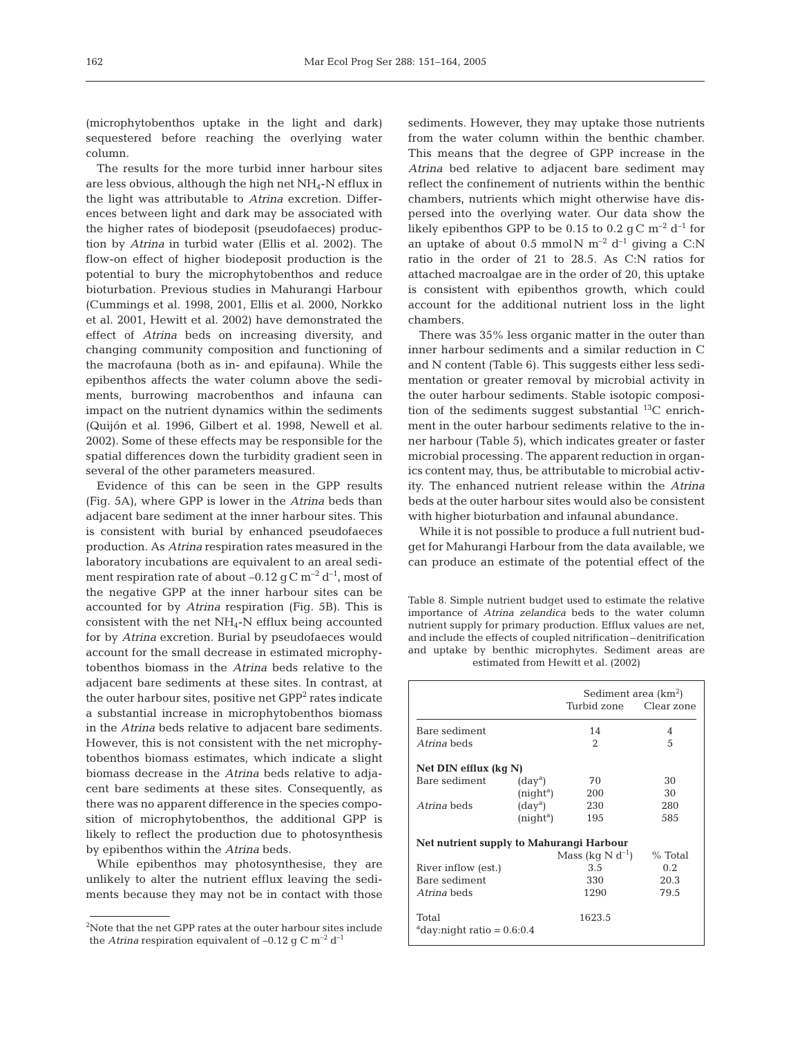(microphytobenthos uptake in the light and dark) sequestered before reaching the overlying water column.

The results for the more turbid inner harbour sites are less obvious, although the high net $NH_4$-N efflux in the light was attributable to *Atrina* excretion. Differences between light and dark may be associated with the higher rates of biodeposit (pseudofaeces) production by *Atrina* in turbid water (Ellis et al. 2002). The flow-on effect of higher biodeposit production is the potential to bury the microphytobenthos and reduce bioturbation. Previous studies in Mahurangi Harbour (Cummings et al. 1998, 2001, Ellis et al. 2000, Norkko et al. 2001, Hewitt et al. 2002) have demonstrated the effect of *Atrina* beds on increasing diversity, and changing community composition and functioning of the macrofauna (both as in- and epifauna). While the epibenthos affects the water column above the sediments, burrowing macrobenthos and infauna can impact on the nutrient dynamics within the sediments (Quijón et al. 1996, Gilbert et al. 1998, Newell et al. 2002). Some of these effects may be responsible for the spatial differences down the turbidity gradient seen in several of the other parameters measured.

Evidence of this can be seen in the GPP results (Fig. 5A), where GPP is lower in the *Atrina* beds than adjacent bare sediment at the inner harbour sites. This is consistent with burial by enhanced pseudofaeces production. As *Atrina* respiration rates measured in the laboratory incubations are equivalent to an areal sediment respiration rate of about $-0.12$ g C m$^{-2}$ d$^{-1}$, most of the negative GPP at the inner harbour sites can be accounted for by *Atrina* respiration (Fig. 5B). This is consistent with the net $NH_4$-N efflux being accounted for by *Atrina* excretion. Burial by pseudofaeces would account for the small decrease in estimated microphytobenthos biomass in the *Atrina* beds relative to the adjacent bare sediments at these sites. In contrast, at the outer harbour sites, positive net GPP[2] rates indicate a substantial increase in microphytobenthos biomass in the *Atrina* beds relative to adjacent bare sediments. However, this is not consistent with the net microphytobenthos biomass estimates, which indicate a slight biomass decrease in the *Atrina* beds relative to adjacent bare sediments at these sites. Consequently, as there was no apparent difference in the species composition of microphytobenthos, the additional GPP is likely to reflect the production due to photosynthesis by epibenthos within the *Atrina* beds.

While epibenthos may photosynthesise, they are unlikely to alter the nutrient efflux leaving the sediments because they may not be in contact with those sediments. However, they may uptake those nutrients from the water column within the benthic chamber. This means that the degree of GPP increase in the *Atrina* bed relative to adjacent bare sediment may reflect the confinement of nutrients within the benthic chambers, nutrients which might otherwise have dispersed into the overlying water. Our data show the likely epibenthos GPP to be 0.15 to 0.2 g C m$^{-2}$ d$^{-1}$ for an uptake of about 0.5 mmol N m$^{-2}$ d$^{-1}$ giving a C:N ratio in the order of 21 to 28.5. As C:N ratios for attached macroalgae are in the order of 20, this uptake is consistent with epibenthos growth, which could account for the additional nutrient loss in the light chambers.

There was 35% less organic matter in the outer than inner harbour sediments and a similar reduction in C and N content (Table 6). This suggests either less sedimentation or greater removal by microbial activity in the outer harbour sediments. Stable isotopic composition of the sediments suggest substantial $^{13}C$ enrichment in the outer harbour sediments relative to the inner harbour (Table 5), which indicates greater or faster microbial processing. The apparent reduction in organics content may, thus, be attributable to microbial activity. The enhanced nutrient release within the *Atrina* beds at the outer harbour sites would also be consistent with higher bioturbation and infaunal abundance.

While it is not possible to produce a full nutrient budget for Mahurangi Harbour from the data available, we can produce an estimate of the potential effect of the

Table 8. Simple nutrient budget used to estimate the relative importance of *Atrina zelandica* beds to the water column nutrient supply for primary production. Efflux values are net, and include the effects of coupled nitrification–denitrification and uptake by benthic microphytes. Sediment areas are estimated from Hewitt et al. (2002)

| | | Sediment area (km$^2$) | |
|---|---|---|---|
| | | Turbid zone | Clear zone |
| Bare sediment | | 14 | 4 |
| *Atrina* beds | | 2 | 5 |
| **Net DIN efflux (kg N)** | | | |
| Bare sediment | (day[a]) | 70 | 30 |
| | (night[a]) | 200 | 30 |
| *Atrina* beds | (day[a]) | 230 | 280 |
| | (night[a]) | 195 | 585 |
| **Net nutrient supply to Mahurangi Harbour** | | | |
| | | Mass (kg N d$^{-1}$) | % Total |
| River inflow (est.) | | 3.5 | 0.2 |
| Bare sediment | | 330 | 20.3 |
| *Atrina* beds | | 1290 | 79.5 |
| Total | | 1623.5 | |

[a]day:night ratio = 0.6:0.4

[2]Note that the net GPP rates at the outer harbour sites include the *Atrina* respiration equivalent of $-0.12$ g C m$^{-2}$ d$^{-1}$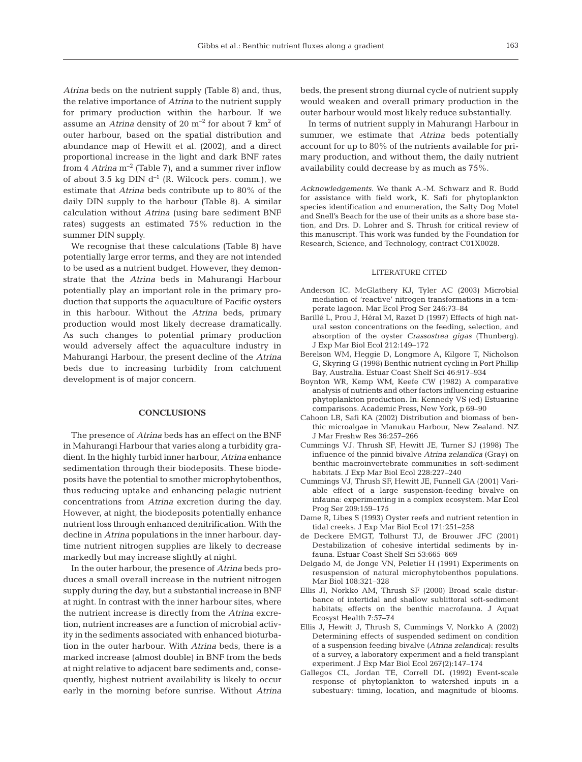*Atrina* beds on the nutrient supply (Table 8) and, thus, the relative importance of *Atrina* to the nutrient supply for primary production within the harbour. If we assume an *Atrina* density of 20 $m^{-2}$ for about 7 $km^2$ of outer harbour, based on the spatial distribution and abundance map of Hewitt et al. (2002), and a direct proportional increase in the light and dark BNF rates from 4 *Atrina* $m^{-2}$ (Table 7), and a summer river inflow of about 3.5 kg DIN $d^{-1}$ (R. Wilcock pers. comm.), we estimate that *Atrina* beds contribute up to 80% of the daily DIN supply to the harbour (Table 8). A similar calculation without *Atrina* (using bare sediment BNF rates) suggests an estimated 75% reduction in the summer DIN supply.

We recognise that these calculations (Table 8) have potentially large error terms, and they are not intended to be used as a nutrient budget. However, they demonstrate that the *Atrina* beds in Mahurangi Harbour potentially play an important role in the primary production that supports the aquaculture of Pacific oysters in this harbour. Without the *Atrina* beds, primary production would most likely decrease dramatically. As such changes to potential primary production would adversely affect the aquaculture industry in Mahurangi Harbour, the present decline of the *Atrina* beds due to increasing turbidity from catchment development is of major concern.

## CONCLUSIONS

The presence of *Atrina* beds has an effect on the BNF in Mahurangi Harbour that varies along a turbidity gradient. In the highly turbid inner harbour, *Atrina* enhance sedimentation through their biodeposits. These biodeposits have the potential to smother microphytobenthos, thus reducing uptake and enhancing pelagic nutrient concentrations from *Atrina* excretion during the day. However, at night, the biodeposits potentially enhance nutrient loss through enhanced denitrification. With the decline in *Atrina* populations in the inner harbour, daytime nutrient nitrogen supplies are likely to decrease markedly but may increase slightly at night.

In the outer harbour, the presence of *Atrina* beds produces a small overall increase in the nutrient nitrogen supply during the day, but a substantial increase in BNF at night. In contrast with the inner harbour sites, where the nutrient increase is directly from the *Atrina* excretion, nutrient increases are a function of microbial activity in the sediments associated with enhanced bioturbation in the outer harbour. With *Atrina* beds, there is a marked increase (almost double) in BNF from the beds at night relative to adjacent bare sediments and, consequently, highest nutrient availability is likely to occur early in the morning before sunrise. Without *Atrina* beds, the present strong diurnal cycle of nutrient supply would weaken and overall primary production in the outer harbour would most likely reduce substantially.

In terms of nutrient supply in Mahurangi Harbour in summer, we estimate that *Atrina* beds potentially account for up to 80% of the nutrients available for primary production, and without them, the daily nutrient availability could decrease by as much as 75%.

*Acknowledgements*. We thank A.-M. Schwarz and R. Budd for assistance with field work, K. Safi for phytoplankton species identification and enumeration, the Salty Dog Motel and Snell's Beach for the use of their units as a shore base station, and Drs. D. Lohrer and S. Thrush for critical review of this manuscript. This work was funded by the Foundation for Research, Science, and Technology, contract C01X0028.

## LITERATURE CITED

- Anderson IC, McGlathery KJ, Tyler AC (2003) Microbial mediation of 'reactive' nitrogen transformations in a temperate lagoon. Mar Ecol Prog Ser 246:73–84
- Barillé L, Prou J, Héral M, Razet D (1997) Effects of high natural seston concentrations on the feeding, selection, and absorption of the oyster *Crassostrea gigas* (Thunberg). J Exp Mar Biol Ecol 212:149–172
- Berelson WM, Heggie D, Longmore A, Kilgore T, Nicholson G, Skyring G (1998) Benthic nutrient cycling in Port Phillip Bay, Australia. Estuar Coast Shelf Sci 46:917–934
- Boynton WR, Kemp WM, Keefe CW (1982) A comparative analysis of nutrients and other factors influencing estuarine phytoplankton production. In: Kennedy VS (ed) Estuarine comparisons. Academic Press, New York, p 69–90
- Cahoon LB, Safi KA (2002) Distribution and biomass of benthic microalgae in Manukau Harbour, New Zealand. NZ J Mar Freshw Res 36:257–266
- Cummings VJ, Thrush SF, Hewitt JE, Turner SJ (1998) The influence of the pinnid bivalve *Atrina zelandica* (Gray) on benthic macroinvertebrate communities in soft-sediment habitats. J Exp Mar Biol Ecol 228:227–240
- Cummings VJ, Thrush SF, Hewitt JE, Funnell GA (2001) Variable effect of a large suspension-feeding bivalve on infauna: experimenting in a complex ecosystem. Mar Ecol Prog Ser 209:159–175
- Dame R, Libes S (1993) Oyster reefs and nutrient retention in tidal creeks. J Exp Mar Biol Ecol 171:251–258
- de Deckere EMGT, Tolhurst TJ, de Brouwer JFC (2001) Destabilization of cohesive intertidal sediments by infauna. Estuar Coast Shelf Sci 53:665–669
- Delgado M, de Jonge VN, Peletier H (1991) Experiments on resuspension of natural microphytobenthos populations. Mar Biol 108:321–328
- Ellis JI, Norkko AM, Thrush SF (2000) Broad scale disturbance of intertidal and shallow sublittoral soft-sediment habitats; effects on the benthic macrofauna. J Aquat Ecosyst Health 7:57–74
- Ellis J, Hewitt J, Thrush S, Cummings V, Norkko A (2002) Determining effects of suspended sediment on condition of a suspension feeding bivalve (*Atrina zelandica*): results of a survey, a laboratory experiment and a field transplant experiment. J Exp Mar Biol Ecol 267(2):147–174
- Gallegos CL, Jordan TE, Correll DL (1992) Event-scale response of phytoplankton to watershed inputs in a subestuary: timing, location, and magnitude of blooms.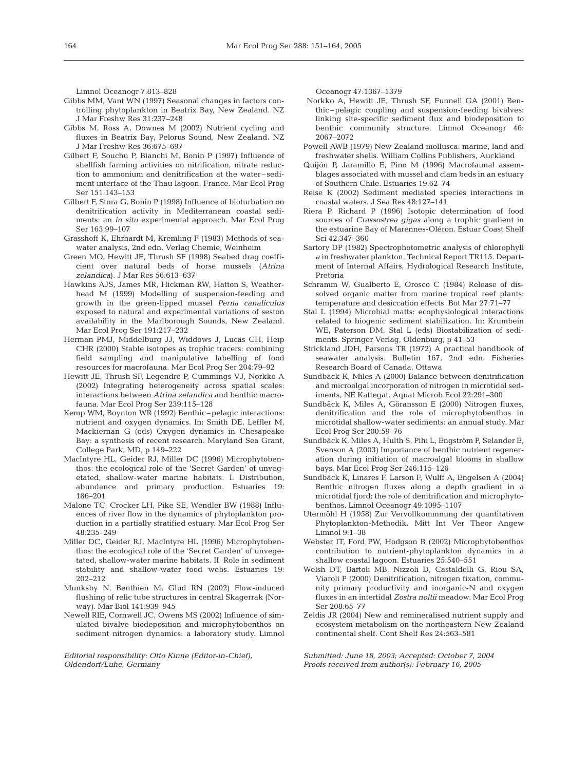Limnol Oceanogr 7:813–828

Gibbs MM, Vant WN (1997) Seasonal changes in factors controlling phytoplankton in Beatrix Bay, New Zealand. NZ J Mar Freshw Res 31:237–248

Gibbs M, Ross A, Downes M (2002) Nutrient cycling and fluxes in Beatrix Bay, Pelorus Sound, New Zealand. NZ J Mar Freshw Res 36:675–697

Gilbert F, Souchu P, Bianchi M, Bonin P (1997) Influence of shellfish farming activities on nitrification, nitrate reduction to ammonium and denitrification at the water–sediment interface of the Thau lagoon, France. Mar Ecol Prog Ser 151:143–153

Gilbert F, Stora G, Bonin P (1998) Influence of bioturbation on denitrification activity in Mediterranean coastal sediments: an *in situ* experimental approach. Mar Ecol Prog Ser 163:99–107

Grasshoff K, Ehrhardt M, Kremling F (1983) Methods of seawater analysis, 2nd edn. Verlag Chemie, Weinheim

Green MO, Hewitt JE, Thrush SF (1998) Seabed drag coefficient over natural beds of horse mussels (*Atrina zelandica*). J Mar Res 56:613–637

Hawkins AJS, James MR, Hickman RW, Hatton S, Weatherhead M (1999) Modelling of suspension-feeding and growth in the green-lipped mussel *Perna canaliculus* exposed to natural and experimental variations of seston availability in the Marlborough Sounds, New Zealand. Mar Ecol Prog Ser 191:217–232

Herman PMJ, Middelburg JJ, Widdows J, Lucas CH, Heip CHR (2000) Stable isotopes as trophic tracers: combining field sampling and manipulative labelling of food resources for macrofauna. Mar Ecol Prog Ser 204:79–92

Hewitt JE, Thrush SF, Legendre P, Cummings VJ, Norkko A (2002) Integrating heterogeneity across spatial scales: interactions between *Atrina zelandica* and benthic macrofauna. Mar Ecol Prog Ser 239:115–128

Kemp WM, Boynton WR (1992) Benthic–pelagic interactions: nutrient and oxygen dynamics. In: Smith DE, Leffler M, Mackiernan G (eds) Oxygen dynamics in Chesapeake Bay: a synthesis of recent research. Maryland Sea Grant, College Park, MD, p 149–222

MacIntyre HL, Geider RJ, Miller DC (1996) Microphytobenthos: the ecological role of the 'Secret Garden' of unvegetated, shallow-water marine habitats. I. Distribution, abundance and primary production. Estuaries 19:186–201

Malone TC, Crocker LH, Pike SE, Wendler BW (1988) Influences of river flow in the dynamics of phytoplankton production in a partially stratified estuary. Mar Ecol Prog Ser 48:235–249

Miller DC, Geider RJ, MacIntyre HL (1996) Microphytobenthos: the ecological role of the 'Secret Garden' of unvegetated, shallow-water marine habitats. II. Role in sediment stability and shallow-water food webs. Estuaries 19:202–212

Munksby N, Benthien M, Glud RN (2002) Flow-induced flushing of relic tube structures in central Skagerrak (Norway). Mar Biol 141:939–945

Newell RIE, Cornwell JC, Owens MS (2002) Influence of simulated bivalve biodeposition and microphytobenthos on sediment nitrogen dynamics: a laboratory study. Limnol Oceanogr 47:1367–1379

Norkko A, Hewitt JE, Thrush SF, Funnell GA (2001) Benthic–pelagic coupling and suspension-feeding bivalves: linking site-specific sediment flux and biodeposition to benthic community structure. Limnol Oceanogr 46:2067–2072

Powell AWB (1979) New Zealand mollusca: marine, land and freshwater shells. William Collins Publishers, Auckland

Quijón P, Jaramillo E, Pino M (1996) Macrofaunal assemblages associated with mussel and clam beds in an estuary of Southern Chile. Estuaries 19:62–74

Reise K (2002) Sediment mediated species interactions in coastal waters. J Sea Res 48:127–141

Riera P, Richard P (1996) Isotopic determination of food sources of *Crassostrea gigas* along a trophic gradient in the estuarine Bay of Marennes-Oléron. Estuar Coast Shelf Sci 42:347–360

Sartory DP (1982) Spectrophotometric analysis of chlorophyll *a* in freshwater plankton. Technical Report TR115. Department of Internal Affairs, Hydrological Research Institute, Pretoria

Schramm W, Gualberto E, Orosco C (1984) Release of dissolved organic matter from marine tropical reef plants: temperature and desiccation effects. Bot Mar 27:71–77

Stal L (1994) Microbial matts: ecophysiological interactions related to biogenic sediment stabilization. In: Krumbein WE, Paterson DM, Stal L (eds) Biostabilization of sediments. Springer Verlag, Oldenburg, p 41–53

Strickland JDH, Parsons TR (1972) A practical handbook of seawater analysis. Bulletin 167, 2nd edn. Fisheries Research Board of Canada, Ottawa

Sundbäck K, Miles A (2000) Balance between denitrification and microalgal incorporation of nitrogen in microtidal sediments, NE Kattegat. Aquat Microb Ecol 22:291–300

Sundbäck K, Miles A, Göransson E (2000) Nitrogen fluxes, denitrification and the role of microphytobenthos in microtidal shallow-water sediments: an annual study. Mar Ecol Prog Ser 200:59–76

Sundbäck K, Miles A, Hulth S, Pihi L, Engström P, Selander E, Svenson A (2003) Importance of benthic nutrient regeneration during initiation of macroalgal blooms in shallow bays. Mar Ecol Prog Ser 246:115–126

Sundbäck K, Linares F, Larson F, Wulff A, Engelsen A (2004) Benthic nitrogen fluxes along a depth gradient in a microtidal fjord: the role of denitrification and microphytobenthos. Limnol Oceanogr 49:1095–1107

Utermöhl H (1958) Zur Vervollkommnung der quantitativen Phytoplankton-Methodik. Mitt Int Ver Theor Angew Limnol 9:1–38

Webster IT, Ford PW, Hodgson B (2002) Microphytobenthos contribution to nutrient-phytoplankton dynamics in a shallow coastal lagoon. Estuaries 25:540–551

Welsh DT, Bartoli MB, Nizzoli D, Castaldelli G, Riou SA, Viaroli P (2000) Denitrification, nitrogen fixation, community primary productivity and inorganic-N and oxygen fluxes in an intertidal *Zostra noltii* meadow. Mar Ecol Prog Ser 208:65–77

Zeldis JR (2004) New and remineralised nutrient supply and ecosystem metabolism on the northeastern New Zealand continental shelf. Cont Shelf Res 24:563–581

*Editorial responsibility: Otto Kinne (Editor-in-Chief), Oldendorf/Luhe, Germany*

*Submitted: June 18, 2003; Accepted: October 7, 2004*
*Proofs received from author(s): February 16, 2005*